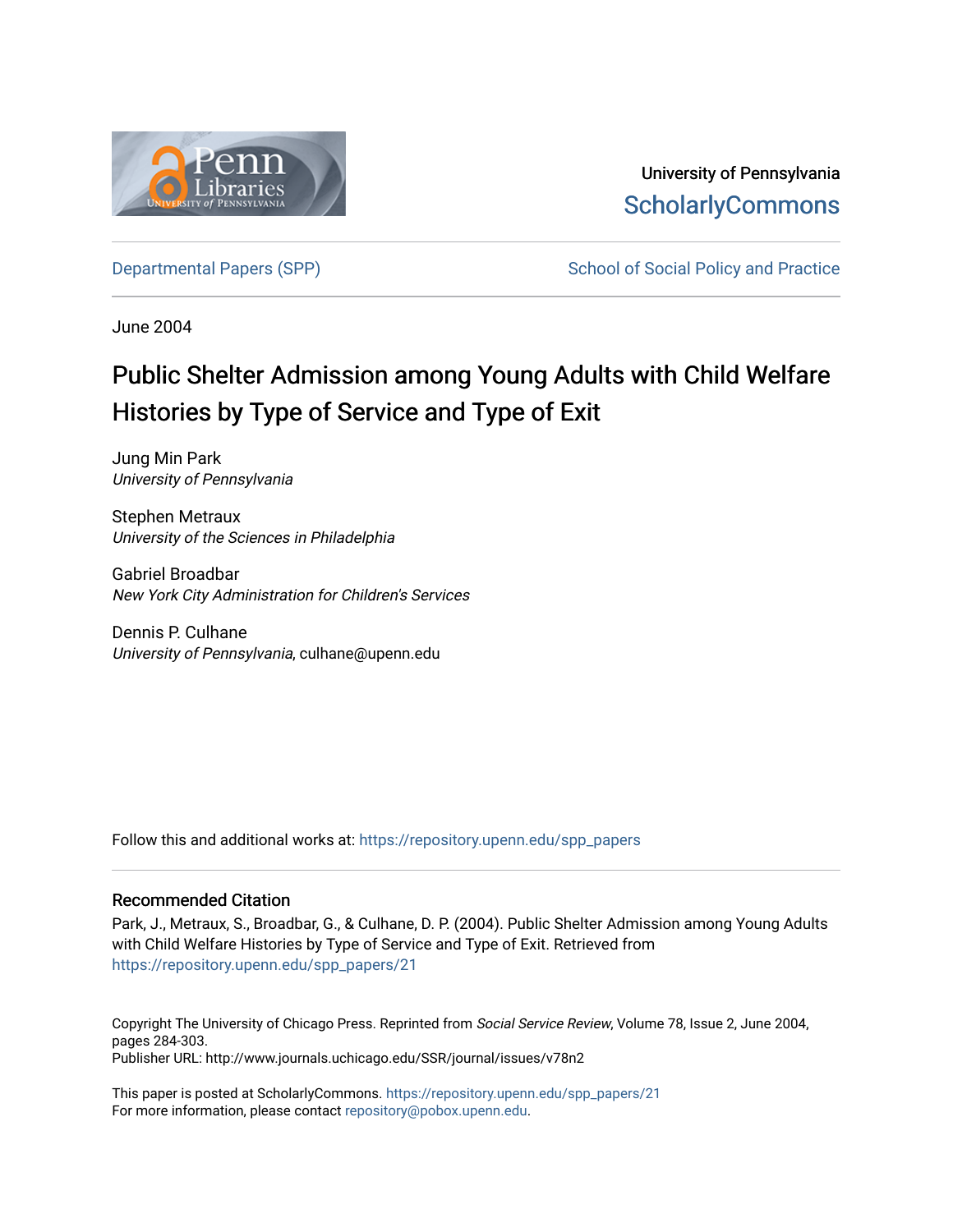University of Pennsylvania
ScholarlyCommons

Departmental Papers (SPP) | School of Social Policy and Practice

June 2004

# Public Shelter Admission among Young Adults with Child Welfare Histories by Type of Service and Type of Exit

Jung Min Park
*University of Pennsylvania*

Stephen Metraux
*University of the Sciences in Philadelphia*

Gabriel Broadbar
*New York City Administration for Children's Services*

Dennis P. Culhane
*University of Pennsylvania*, culhane@upenn.edu

Follow this and additional works at: https://repository.upenn.edu/spp_papers

## Recommended Citation

Park, J., Metraux, S., Broadbar, G., & Culhane, D. P. (2004). Public Shelter Admission among Young Adults with Child Welfare Histories by Type of Service and Type of Exit. Retrieved from https://repository.upenn.edu/spp_papers/21

Copyright The University of Chicago Press. Reprinted from *Social Service Review*, Volume 78, Issue 2, June 2004, pages 284-303.
Publisher URL: http://www.journals.uchicago.edu/SSR/journal/issues/v78n2

This paper is posted at ScholarlyCommons. https://repository.upenn.edu/spp_papers/21
For more information, please contact repository@pobox.upenn.edu.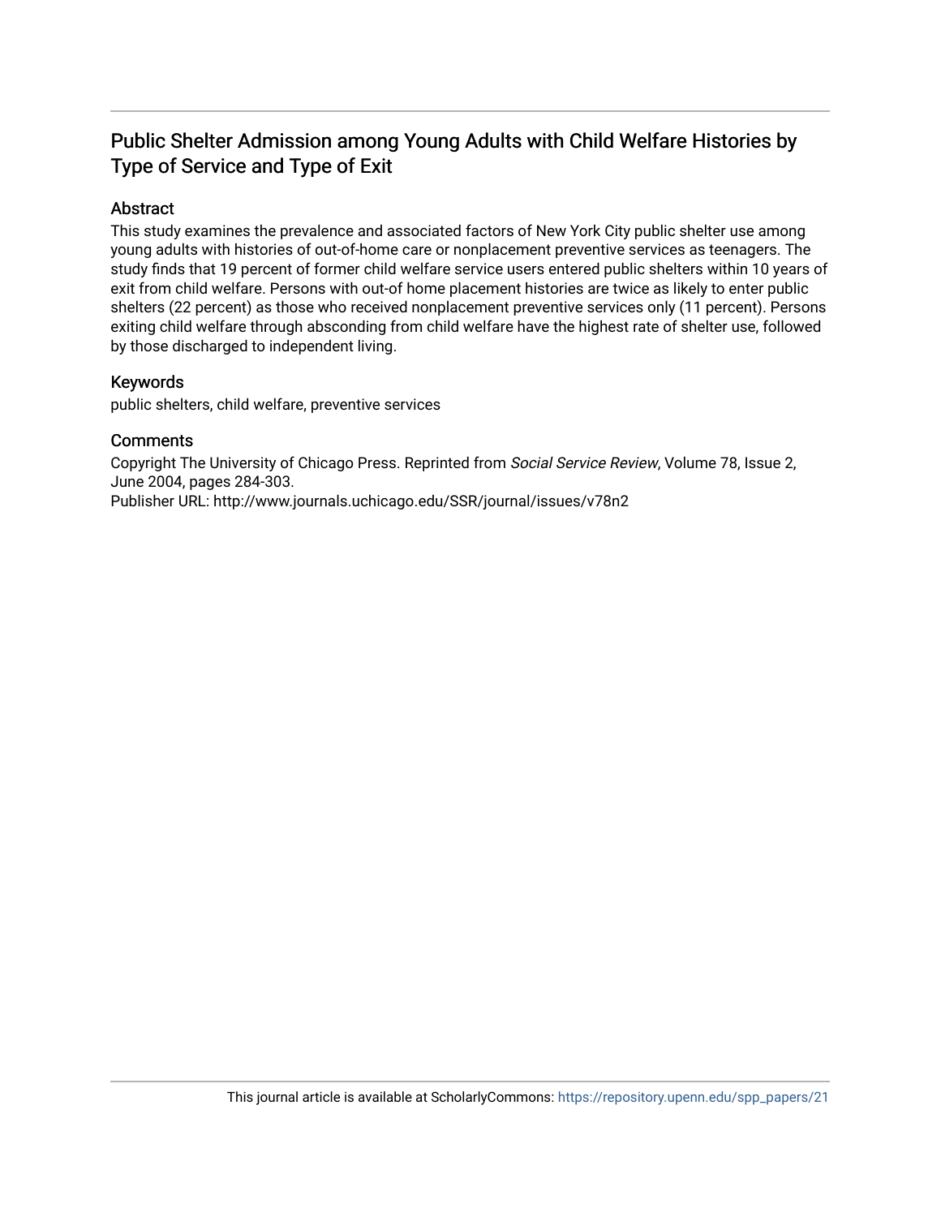# Public Shelter Admission among Young Adults with Child Welfare Histories by Type of Service and Type of Exit

## Abstract

This study examines the prevalence and associated factors of New York City public shelter use among young adults with histories of out-of-home care or nonplacement preventive services as teenagers. The study finds that 19 percent of former child welfare service users entered public shelters within 10 years of exit from child welfare. Persons with out-of home placement histories are twice as likely to enter public shelters (22 percent) as those who received nonplacement preventive services only (11 percent). Persons exiting child welfare through absconding from child welfare have the highest rate of shelter use, followed by those discharged to independent living.

## Keywords

public shelters, child welfare, preventive services

## Comments

Copyright The University of Chicago Press. Reprinted from *Social Service Review*, Volume 78, Issue 2, June 2004, pages 284-303.
Publisher URL: http://www.journals.uchicago.edu/SSR/journal/issues/v78n2

This journal article is available at ScholarlyCommons: https://repository.upenn.edu/spp_papers/21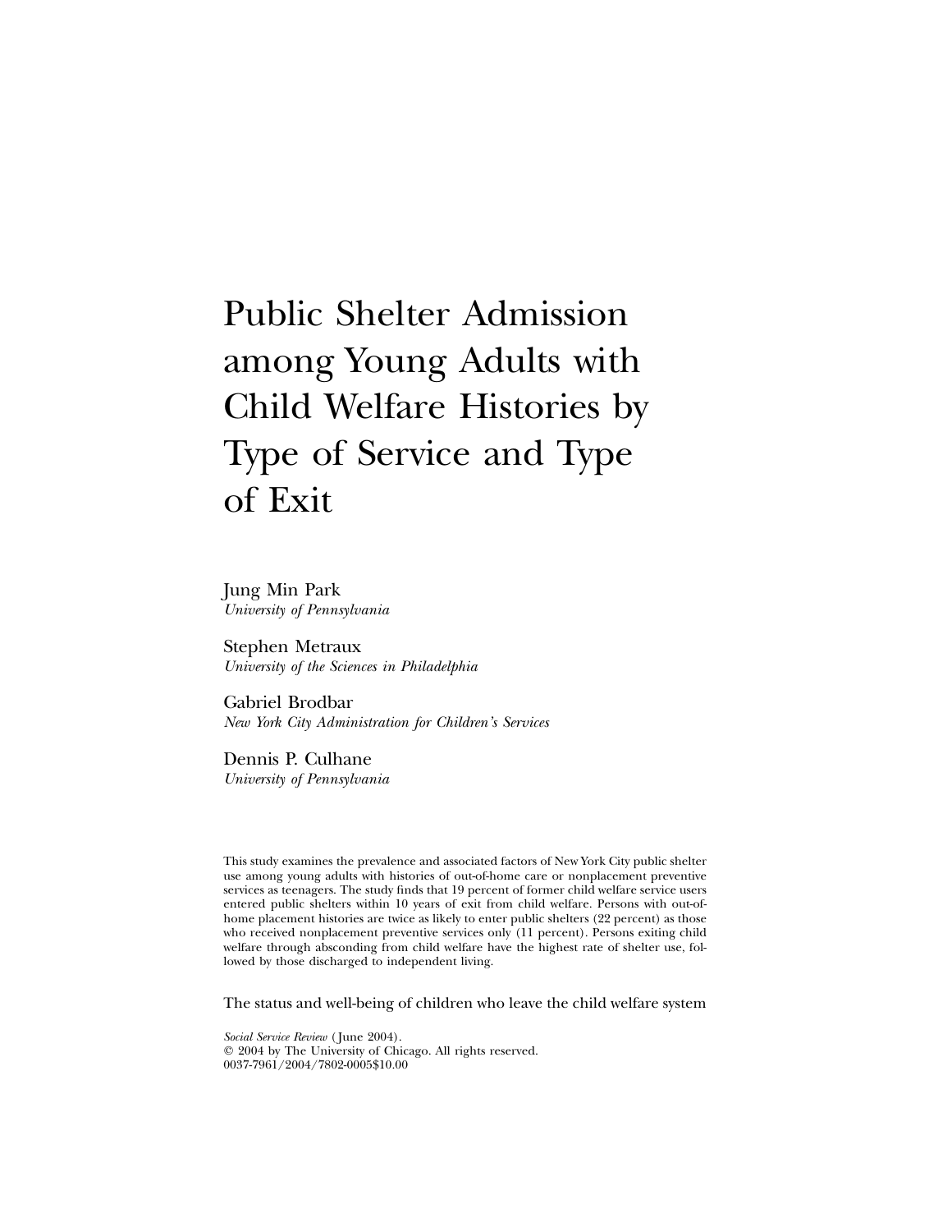# Public Shelter Admission among Young Adults with Child Welfare Histories by Type of Service and Type of Exit

Jung Min Park
*University of Pennsylvania*

Stephen Metraux
*University of the Sciences in Philadelphia*

Gabriel Brodbar
*New York City Administration for Children's Services*

Dennis P. Culhane
*University of Pennsylvania*

This study examines the prevalence and associated factors of New York City public shelter use among young adults with histories of out-of-home care or nonplacement preventive services as teenagers. The study finds that 19 percent of former child welfare service users entered public shelters within 10 years of exit from child welfare. Persons with out-of-home placement histories are twice as likely to enter public shelters (22 percent) as those who received nonplacement preventive services only (11 percent). Persons exiting child welfare through absconding from child welfare have the highest rate of shelter use, followed by those discharged to independent living.

The status and well-being of children who leave the child welfare system

*Social Service Review* (June 2004).
© 2004 by The University of Chicago. All rights reserved.
0037-7961/2004/7802-0005$10.00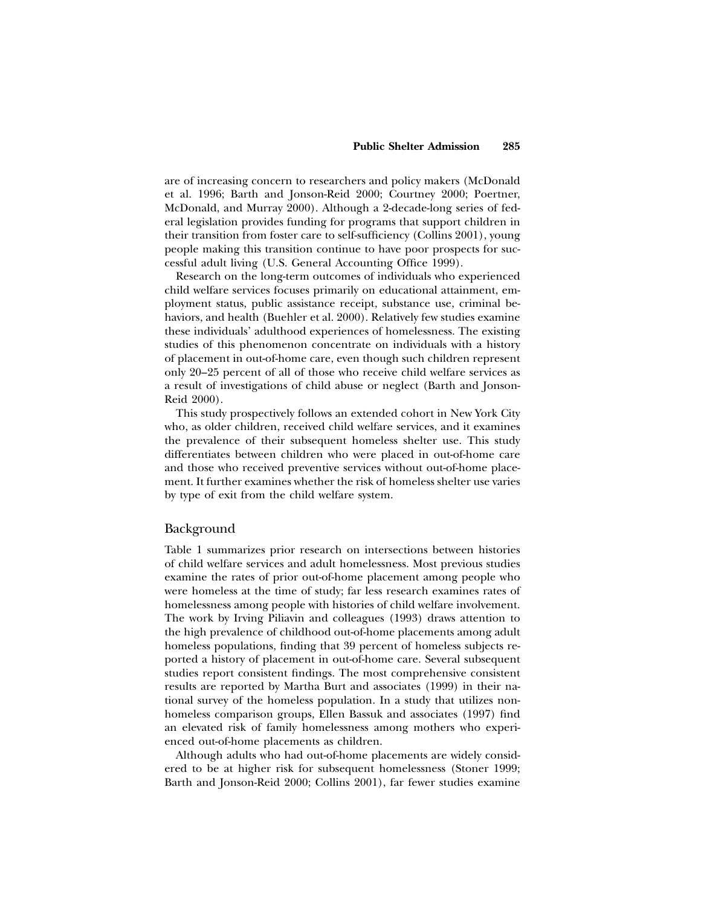are of increasing concern to researchers and policy makers (McDonald et al. 1996; Barth and Jonson-Reid 2000; Courtney 2000; Poertner, McDonald, and Murray 2000). Although a 2-decade-long series of federal legislation provides funding for programs that support children in their transition from foster care to self-sufficiency (Collins 2001), young people making this transition continue to have poor prospects for successful adult living (U.S. General Accounting Office 1999).

Research on the long-term outcomes of individuals who experienced child welfare services focuses primarily on educational attainment, employment status, public assistance receipt, substance use, criminal behaviors, and health (Buehler et al. 2000). Relatively few studies examine these individuals' adulthood experiences of homelessness. The existing studies of this phenomenon concentrate on individuals with a history of placement in out-of-home care, even though such children represent only 20–25 percent of all of those who receive child welfare services as a result of investigations of child abuse or neglect (Barth and Jonson-Reid 2000).

This study prospectively follows an extended cohort in New York City who, as older children, received child welfare services, and it examines the prevalence of their subsequent homeless shelter use. This study differentiates between children who were placed in out-of-home care and those who received preventive services without out-of-home placement. It further examines whether the risk of homeless shelter use varies by type of exit from the child welfare system.

## Background

Table 1 summarizes prior research on intersections between histories of child welfare services and adult homelessness. Most previous studies examine the rates of prior out-of-home placement among people who were homeless at the time of study; far less research examines rates of homelessness among people with histories of child welfare involvement. The work by Irving Piliavin and colleagues (1993) draws attention to the high prevalence of childhood out-of-home placements among adult homeless populations, finding that 39 percent of homeless subjects reported a history of placement in out-of-home care. Several subsequent studies report consistent findings. The most comprehensive consistent results are reported by Martha Burt and associates (1999) in their national survey of the homeless population. In a study that utilizes nonhomeless comparison groups, Ellen Bassuk and associates (1997) find an elevated risk of family homelessness among mothers who experienced out-of-home placements as children.

Although adults who had out-of-home placements are widely considered to be at higher risk for subsequent homelessness (Stoner 1999; Barth and Jonson-Reid 2000; Collins 2001), far fewer studies examine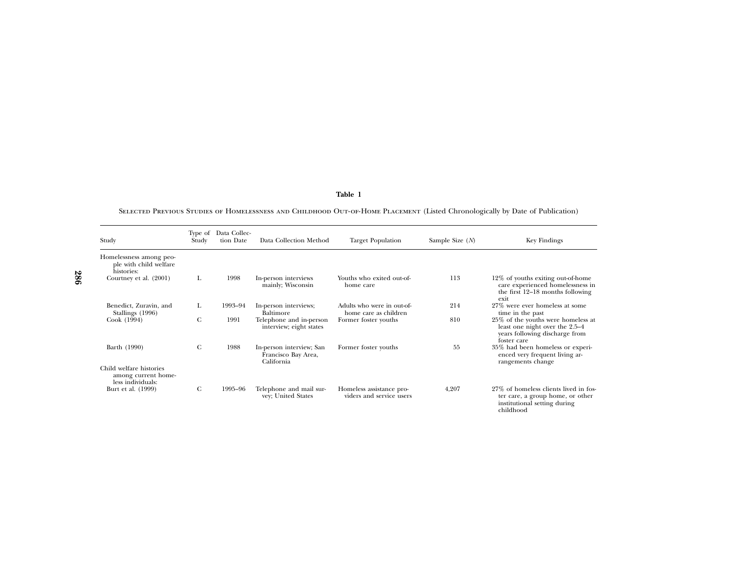**Table 1**

Selected Previous Studies of Homelessness and Childhood Out-of-Home Placement (Listed Chronologically by Date of Publication)

| Study | Type of Study | Data Collection Date | Data Collection Method | Target Population | Sample Size (*N*) | Key Findings |
|---|---|---|---|---|---|---|
| Homelessness among people with child welfare histories: | | | | | | |
| Courtney et al. (2001) | L | 1998 | In-person interviews mainly; Wisconsin | Youths who exited out-of-home care | 113 | 12% of youths exiting out-of-home care experienced homelessness in the first 12–18 months following exit |
| Benedict, Zuravin, and Stallings (1996) | L | 1993–94 | In-person interviews; Baltimore | Adults who were in out-of-home care as children | 214 | 27% were ever homeless at some time in the past |
| Cook (1994) | C | 1991 | Telephone and in-person interview; eight states | Former foster youths | 810 | 25% of the youths were homeless at least one night over the 2.5–4 years following discharge from foster care |
| Barth (1990) | C | 1988 | In-person interview; San Francisco Bay Area, California | Former foster youths | 55 | 35% had been homeless or experienced very frequent living arrangements change |
| Child welfare histories among current homeless individuals: | | | | | | |
| Burt et al. (1999) | C | 1995–96 | Telephone and mail survey; United States | Homeless assistance providers and service users | 4,207 | 27% of homeless clients lived in foster care, a group home, or other institutional setting during childhood |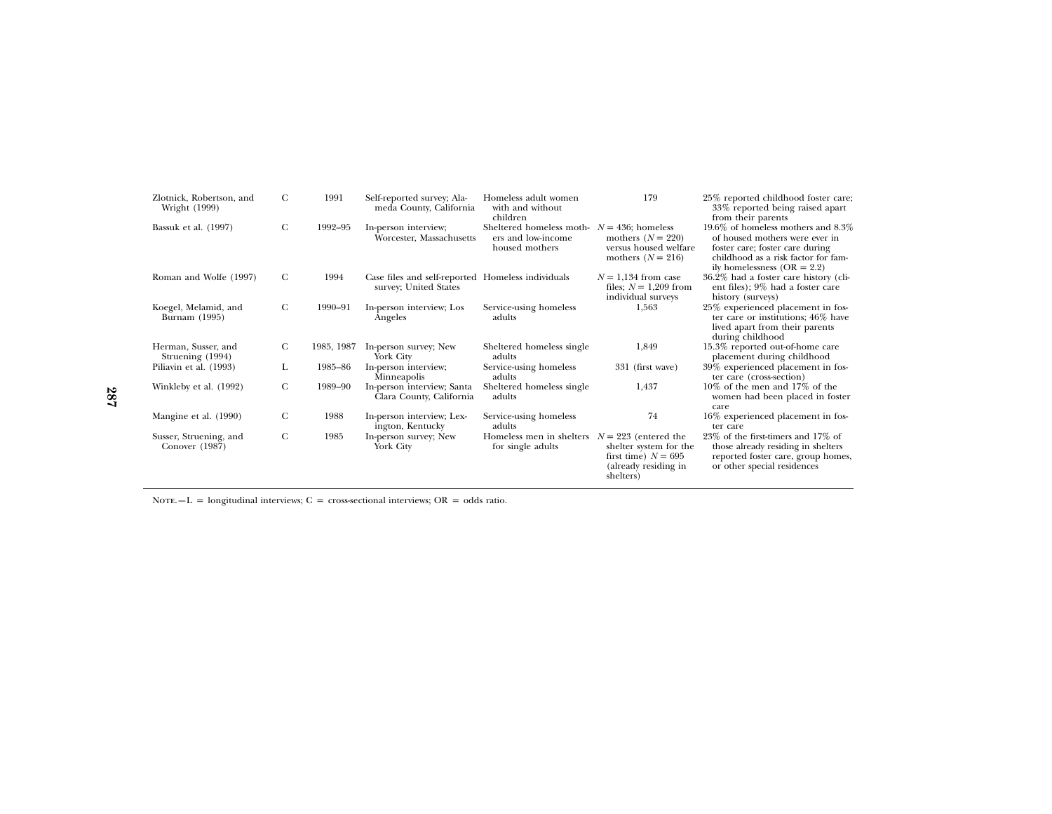| | | | | | | |
|---|---|---|---|---|---|---|
| Zlotnick, Robertson, and Wright (1999) | C | 1991 | Self-reported survey; Alameda County, California | Homeless adult women with and without children | 179 | 25% reported childhood foster care; 33% reported being raised apart from their parents |
| Bassuk et al. (1997) | C | 1992–95 | In-person interview; Worcester, Massachusetts | Sheltered homeless mothers and low-income housed mothers | $N = 436$; homeless mothers ($N = 220$) versus housed welfare mothers ($N = 216$) | 19.6% of homeless mothers and 8.3% of housed mothers were ever in foster care; foster care during childhood as a risk factor for family homelessness (OR = 2.2) |
| Roman and Wolfe (1997) | C | 1994 | Case files and self-reported survey; United States | Homeless individuals | $N = 1,134$ from case files; $N = 1,209$ from individual surveys | 36.2% had a foster care history (client files); 9% had a foster care history (surveys) |
| Koegel, Melamid, and Burnam (1995) | C | 1990–91 | In-person interview; Los Angeles | Service-using homeless adults | 1,563 | 25% experienced placement in foster care or institutions; 46% have lived apart from their parents during childhood |
| Herman, Susser, and Struening (1994) | C | 1985, 1987 | In-person survey; New York City | Sheltered homeless single adults | 1,849 | 15.3% reported out-of-home care placement during childhood |
| Piliavin et al. (1993) | L | 1985–86 | In-person interview; Minneapolis | Service-using homeless adults | 331 (first wave) | 39% experienced placement in foster care (cross-section) |
| Winkleby et al. (1992) | C | 1989–90 | In-person interview; Santa Clara County, California | Sheltered homeless single adults | 1,437 | 10% of the men and 17% of the women had been placed in foster care |
| Mangine et al. (1990) | C | 1988 | In-person interview; Lexington, Kentucky | Service-using homeless adults | 74 | 16% experienced placement in foster care |
| Susser, Struening, and Conover (1987) | C | 1985 | In-person survey; New York City | Homeless men in shelters for single adults | $N = 223$ (entered the shelter system for the first time) $N = 695$ (already residing in shelters) | 23% of the first-timers and 17% of those already residing in shelters reported foster care, group homes, or other special residences |

Note.—L = longitudinal interviews; C = cross-sectional interviews; OR = odds ratio.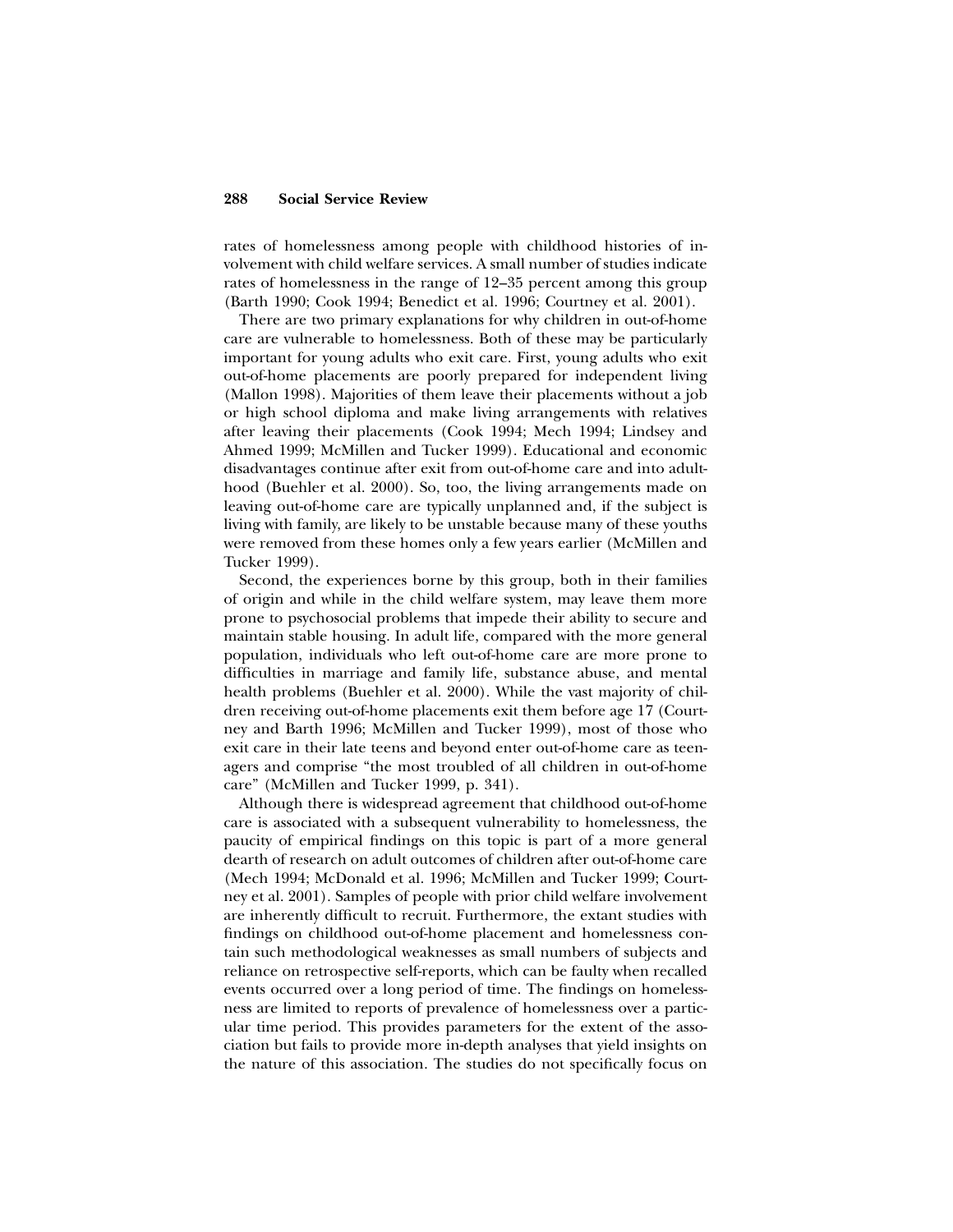rates of homelessness among people with childhood histories of involvement with child welfare services. A small number of studies indicate rates of homelessness in the range of 12–35 percent among this group (Barth 1990; Cook 1994; Benedict et al. 1996; Courtney et al. 2001).

There are two primary explanations for why children in out-of-home care are vulnerable to homelessness. Both of these may be particularly important for young adults who exit care. First, young adults who exit out-of-home placements are poorly prepared for independent living (Mallon 1998). Majorities of them leave their placements without a job or high school diploma and make living arrangements with relatives after leaving their placements (Cook 1994; Mech 1994; Lindsey and Ahmed 1999; McMillen and Tucker 1999). Educational and economic disadvantages continue after exit from out-of-home care and into adulthood (Buehler et al. 2000). So, too, the living arrangements made on leaving out-of-home care are typically unplanned and, if the subject is living with family, are likely to be unstable because many of these youths were removed from these homes only a few years earlier (McMillen and Tucker 1999).

Second, the experiences borne by this group, both in their families of origin and while in the child welfare system, may leave them more prone to psychosocial problems that impede their ability to secure and maintain stable housing. In adult life, compared with the more general population, individuals who left out-of-home care are more prone to difficulties in marriage and family life, substance abuse, and mental health problems (Buehler et al. 2000). While the vast majority of children receiving out-of-home placements exit them before age 17 (Courtney and Barth 1996; McMillen and Tucker 1999), most of those who exit care in their late teens and beyond enter out-of-home care as teenagers and comprise "the most troubled of all children in out-of-home care" (McMillen and Tucker 1999, p. 341).

Although there is widespread agreement that childhood out-of-home care is associated with a subsequent vulnerability to homelessness, the paucity of empirical findings on this topic is part of a more general dearth of research on adult outcomes of children after out-of-home care (Mech 1994; McDonald et al. 1996; McMillen and Tucker 1999; Courtney et al. 2001). Samples of people with prior child welfare involvement are inherently difficult to recruit. Furthermore, the extant studies with findings on childhood out-of-home placement and homelessness contain such methodological weaknesses as small numbers of subjects and reliance on retrospective self-reports, which can be faulty when recalled events occurred over a long period of time. The findings on homelessness are limited to reports of prevalence of homelessness over a particular time period. This provides parameters for the extent of the association but fails to provide more in-depth analyses that yield insights on the nature of this association. The studies do not specifically focus on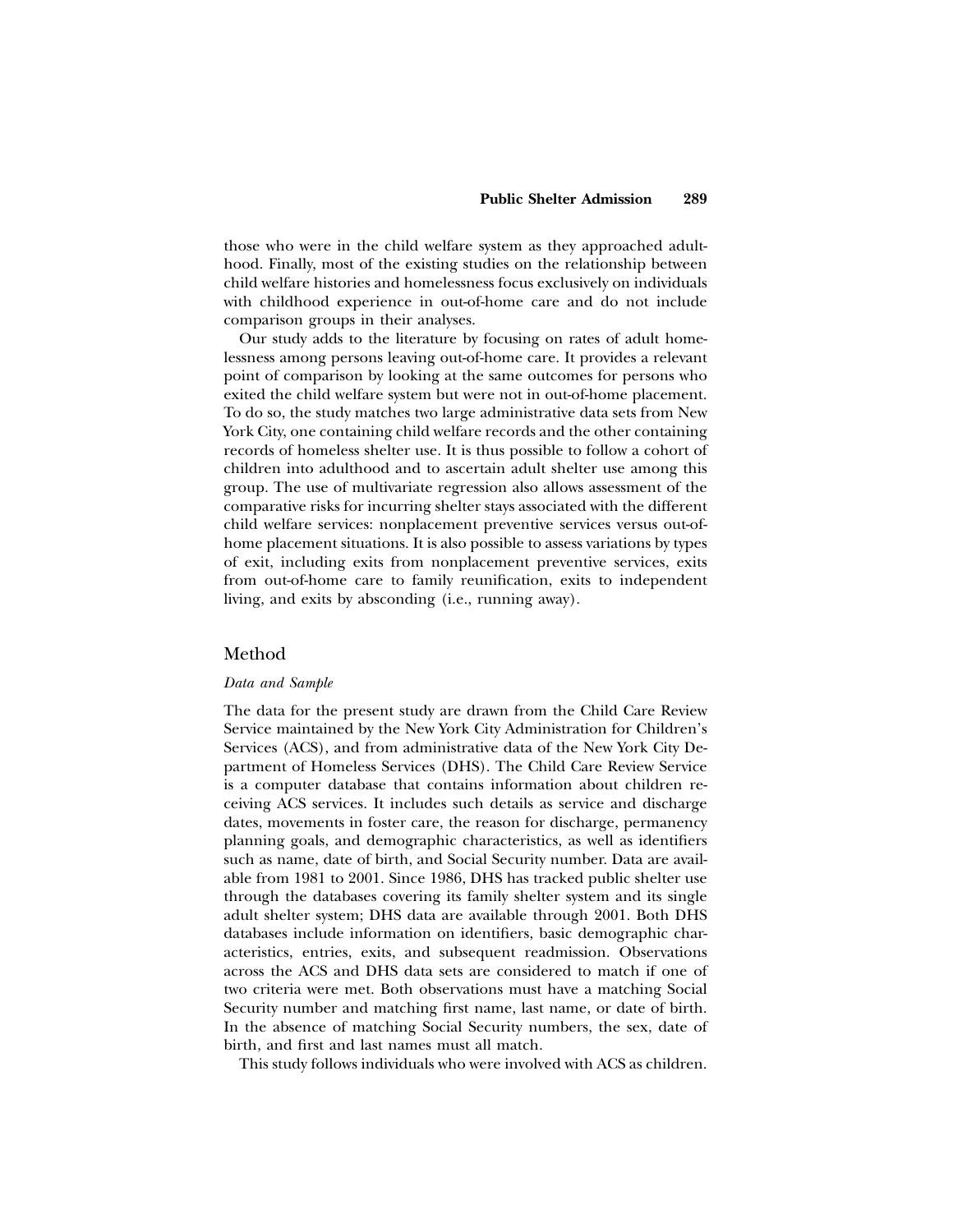those who were in the child welfare system as they approached adulthood. Finally, most of the existing studies on the relationship between child welfare histories and homelessness focus exclusively on individuals with childhood experience in out-of-home care and do not include comparison groups in their analyses.

Our study adds to the literature by focusing on rates of adult homelessness among persons leaving out-of-home care. It provides a relevant point of comparison by looking at the same outcomes for persons who exited the child welfare system but were not in out-of-home placement. To do so, the study matches two large administrative data sets from New York City, one containing child welfare records and the other containing records of homeless shelter use. It is thus possible to follow a cohort of children into adulthood and to ascertain adult shelter use among this group. The use of multivariate regression also allows assessment of the comparative risks for incurring shelter stays associated with the different child welfare services: nonplacement preventive services versus out-of-home placement situations. It is also possible to assess variations by types of exit, including exits from nonplacement preventive services, exits from out-of-home care to family reunification, exits to independent living, and exits by absconding (i.e., running away).

## Method

### *Data and Sample*

The data for the present study are drawn from the Child Care Review Service maintained by the New York City Administration for Children's Services (ACS), and from administrative data of the New York City Department of Homeless Services (DHS). The Child Care Review Service is a computer database that contains information about children receiving ACS services. It includes such details as service and discharge dates, movements in foster care, the reason for discharge, permanency planning goals, and demographic characteristics, as well as identifiers such as name, date of birth, and Social Security number. Data are available from 1981 to 2001. Since 1986, DHS has tracked public shelter use through the databases covering its family shelter system and its single adult shelter system; DHS data are available through 2001. Both DHS databases include information on identifiers, basic demographic characteristics, entries, exits, and subsequent readmission. Observations across the ACS and DHS data sets are considered to match if one of two criteria were met. Both observations must have a matching Social Security number and matching first name, last name, or date of birth. In the absence of matching Social Security numbers, the sex, date of birth, and first and last names must all match.

This study follows individuals who were involved with ACS as children.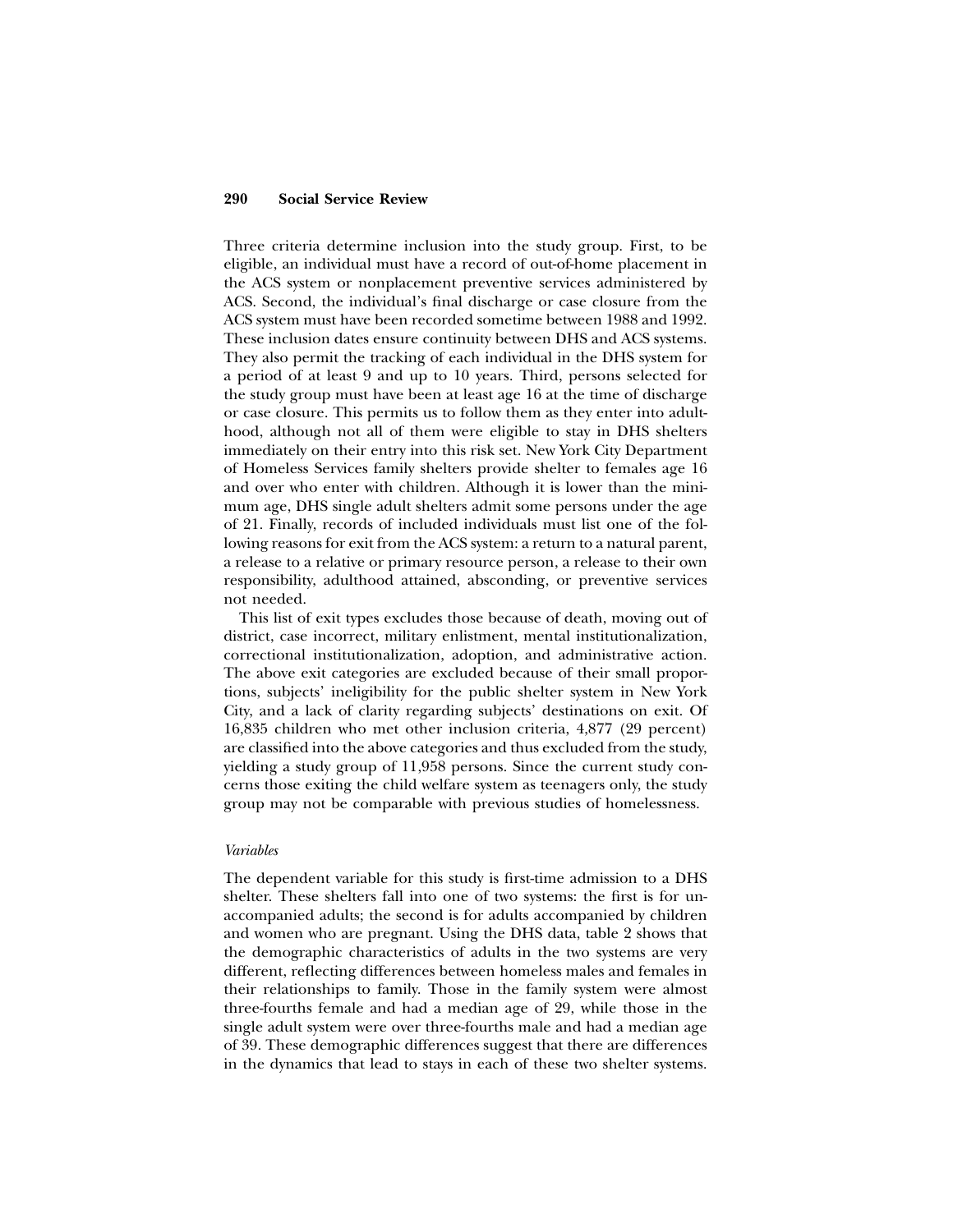Three criteria determine inclusion into the study group. First, to be eligible, an individual must have a record of out-of-home placement in the ACS system or nonplacement preventive services administered by ACS. Second, the individual's final discharge or case closure from the ACS system must have been recorded sometime between 1988 and 1992. These inclusion dates ensure continuity between DHS and ACS systems. They also permit the tracking of each individual in the DHS system for a period of at least 9 and up to 10 years. Third, persons selected for the study group must have been at least age 16 at the time of discharge or case closure. This permits us to follow them as they enter into adulthood, although not all of them were eligible to stay in DHS shelters immediately on their entry into this risk set. New York City Department of Homeless Services family shelters provide shelter to females age 16 and over who enter with children. Although it is lower than the minimum age, DHS single adult shelters admit some persons under the age of 21. Finally, records of included individuals must list one of the following reasons for exit from the ACS system: a return to a natural parent, a release to a relative or primary resource person, a release to their own responsibility, adulthood attained, absconding, or preventive services not needed.

This list of exit types excludes those because of death, moving out of district, case incorrect, military enlistment, mental institutionalization, correctional institutionalization, adoption, and administrative action. The above exit categories are excluded because of their small proportions, subjects' ineligibility for the public shelter system in New York City, and a lack of clarity regarding subjects' destinations on exit. Of 16,835 children who met other inclusion criteria, 4,877 (29 percent) are classified into the above categories and thus excluded from the study, yielding a study group of 11,958 persons. Since the current study concerns those exiting the child welfare system as teenagers only, the study group may not be comparable with previous studies of homelessness.

### *Variables*

The dependent variable for this study is first-time admission to a DHS shelter. These shelters fall into one of two systems: the first is for unaccompanied adults; the second is for adults accompanied by children and women who are pregnant. Using the DHS data, table 2 shows that the demographic characteristics of adults in the two systems are very different, reflecting differences between homeless males and females in their relationships to family. Those in the family system were almost three-fourths female and had a median age of 29, while those in the single adult system were over three-fourths male and had a median age of 39. These demographic differences suggest that there are differences in the dynamics that lead to stays in each of these two shelter systems.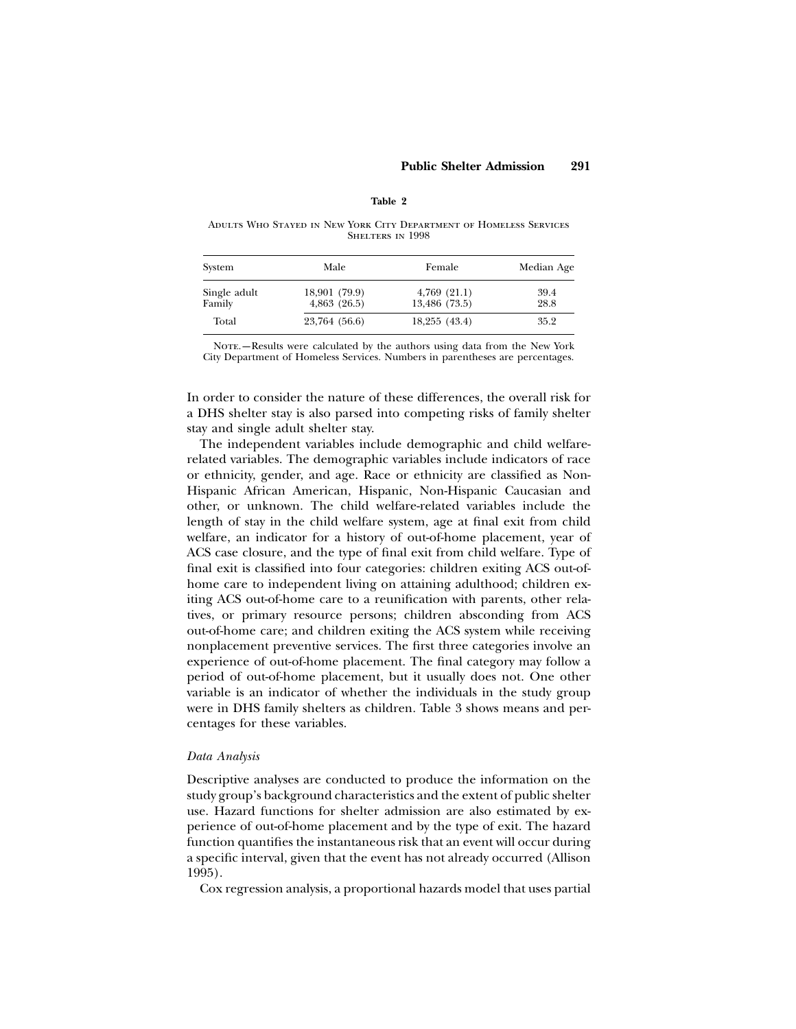**Table 2**

Adults Who Stayed in New York City Department of Homeless Services Shelters in 1998

| System | Male | Female | Median Age |
|---|---|---|---|
| Single adult | 18,901 (79.9) | 4,769 (21.1) | 39.4 |
| Family | 4,863 (26.5) | 13,486 (73.5) | 28.8 |
| Total | 23,764 (56.6) | 18,255 (43.4) | 35.2 |

Note.—Results were calculated by the authors using data from the New York City Department of Homeless Services. Numbers in parentheses are percentages.

In order to consider the nature of these differences, the overall risk for a DHS shelter stay is also parsed into competing risks of family shelter stay and single adult shelter stay.

The independent variables include demographic and child welfare-related variables. The demographic variables include indicators of race or ethnicity, gender, and age. Race or ethnicity are classified as Non-Hispanic African American, Hispanic, Non-Hispanic Caucasian and other, or unknown. The child welfare-related variables include the length of stay in the child welfare system, age at final exit from child welfare, an indicator for a history of out-of-home placement, year of ACS case closure, and the type of final exit from child welfare. Type of final exit is classified into four categories: children exiting ACS out-of-home care to independent living on attaining adulthood; children exiting ACS out-of-home care to a reunification with parents, other relatives, or primary resource persons; children absconding from ACS out-of-home care; and children exiting the ACS system while receiving nonplacement preventive services. The first three categories involve an experience of out-of-home placement. The final category may follow a period of out-of-home placement, but it usually does not. One other variable is an indicator of whether the individuals in the study group were in DHS family shelters as children. Table 3 shows means and percentages for these variables.

### *Data Analysis*

Descriptive analyses are conducted to produce the information on the study group's background characteristics and the extent of public shelter use. Hazard functions for shelter admission are also estimated by experience of out-of-home placement and by the type of exit. The hazard function quantifies the instantaneous risk that an event will occur during a specific interval, given that the event has not already occurred (Allison 1995).

Cox regression analysis, a proportional hazards model that uses partial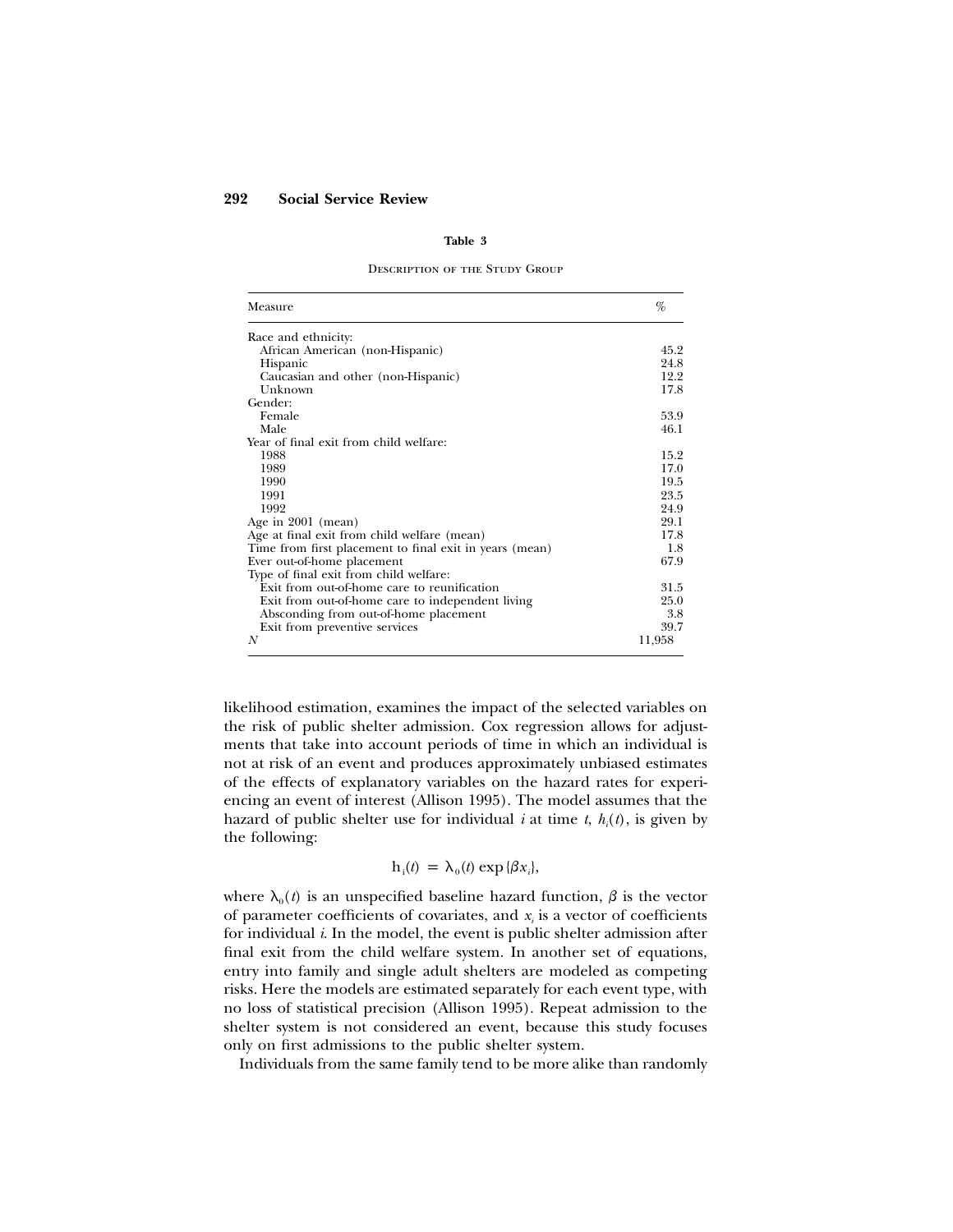**Table 3**

Description of the Study Group

| Measure | % |
|---|---|
| Race and ethnicity: | |
| African American (non-Hispanic) | 45.2 |
| Hispanic | 24.8 |
| Caucasian and other (non-Hispanic) | 12.2 |
| Unknown | 17.8 |
| Gender: | |
| Female | 53.9 |
| Male | 46.1 |
| Year of final exit from child welfare: | |
| 1988 | 15.2 |
| 1989 | 17.0 |
| 1990 | 19.5 |
| 1991 | 23.5 |
| 1992 | 24.9 |
| Age in 2001 (mean) | 29.1 |
| Age at final exit from child welfare (mean) | 17.8 |
| Time from first placement to final exit in years (mean) | 1.8 |
| Ever out-of-home placement | 67.9 |
| Type of final exit from child welfare: | |
| Exit from out-of-home care to reunification | 31.5 |
| Exit from out-of-home care to independent living | 25.0 |
| Absconding from out-of-home placement | 3.8 |
| Exit from preventive services | 39.7 |
| *N* | 11,958 |

likelihood estimation, examines the impact of the selected variables on the risk of public shelter admission. Cox regression allows for adjustments that take into account periods of time in which an individual is not at risk of an event and produces approximately unbiased estimates of the effects of explanatory variables on the hazard rates for experiencing an event of interest (Allison 1995). The model assumes that the hazard of public shelter use for individual $i$ at time $t$, $h_i(t)$, is given by the following:

$$h_i(t) = \lambda_0(t) \exp\{\beta x_i\},$$

where $\lambda_0(t)$ is an unspecified baseline hazard function, $\beta$ is the vector of parameter coefficients of covariates, and $x_i$ is a vector of coefficients for individual $i$. In the model, the event is public shelter admission after final exit from the child welfare system. In another set of equations, entry into family and single adult shelters are modeled as competing risks. Here the models are estimated separately for each event type, with no loss of statistical precision (Allison 1995). Repeat admission to the shelter system is not considered an event, because this study focuses only on first admissions to the public shelter system.

Individuals from the same family tend to be more alike than randomly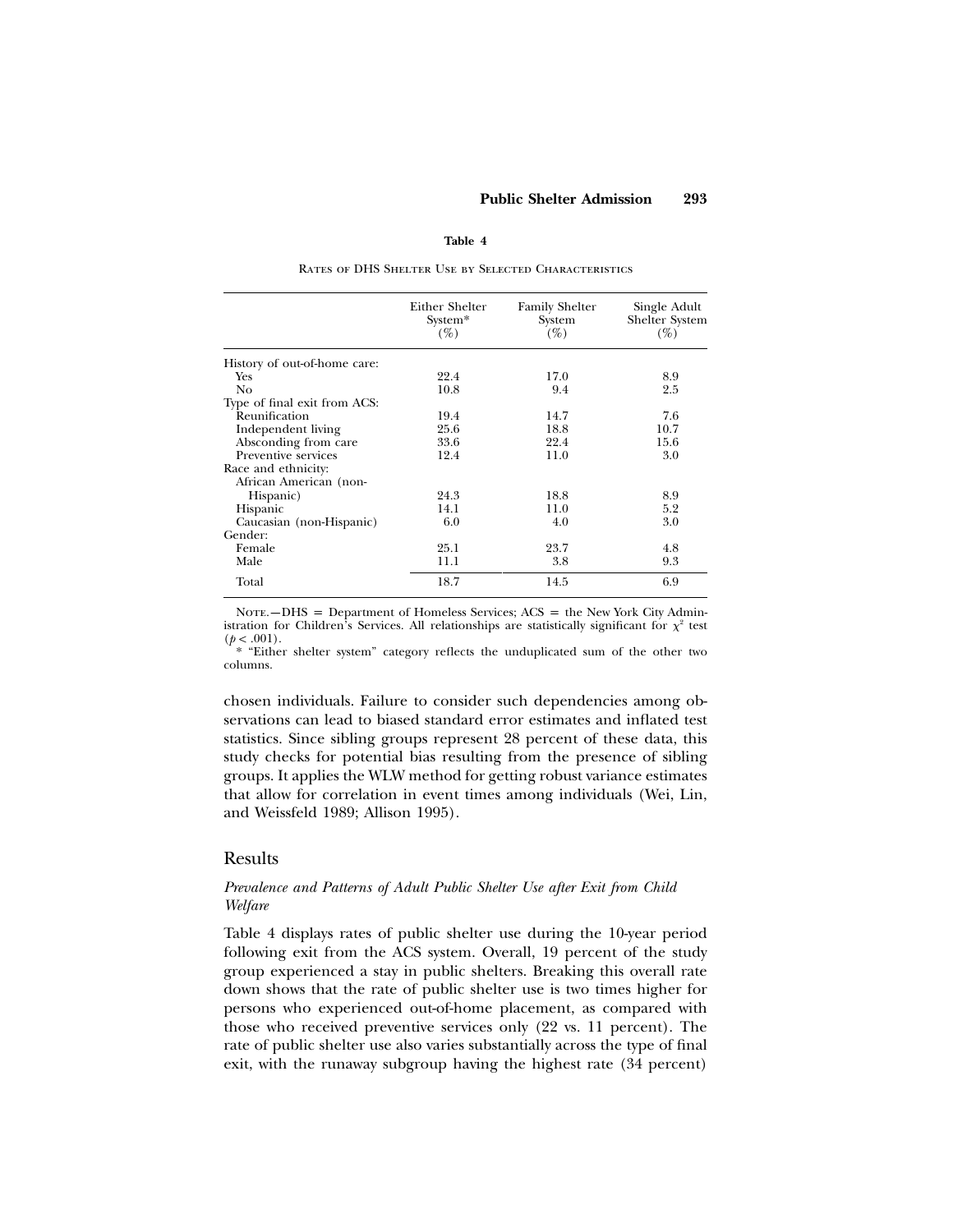**Table 4**

Rates of DHS Shelter Use by Selected Characteristics

| | Either Shelter System* (%) | Family Shelter System (%) | Single Adult Shelter System (%) |
|---|---|---|---|
| History of out-of-home care: | | | |
| Yes | 22.4 | 17.0 | 8.9 |
| No | 10.8 | 9.4 | 2.5 |
| Type of final exit from ACS: | | | |
| Reunification | 19.4 | 14.7 | 7.6 |
| Independent living | 25.6 | 18.8 | 10.7 |
| Absconding from care | 33.6 | 22.4 | 15.6 |
| Preventive services | 12.4 | 11.0 | 3.0 |
| Race and ethnicity: | | | |
| African American (non-Hispanic) | 24.3 | 18.8 | 8.9 |
| Hispanic | 14.1 | 11.0 | 5.2 |
| Caucasian (non-Hispanic) | 6.0 | 4.0 | 3.0 |
| Gender: | | | |
| Female | 25.1 | 23.7 | 4.8 |
| Male | 11.1 | 3.8 | 9.3 |
| Total | 18.7 | 14.5 | 6.9 |

Note.—DHS = Department of Homeless Services; ACS = the New York City Administration for Children's Services. All relationships are statistically significant for $\chi^2$ test ($p < .001$).

\* "Either shelter system" category reflects the unduplicated sum of the other two columns.

chosen individuals. Failure to consider such dependencies among observations can lead to biased standard error estimates and inflated test statistics. Since sibling groups represent 28 percent of these data, this study checks for potential bias resulting from the presence of sibling groups. It applies the WLW method for getting robust variance estimates that allow for correlation in event times among individuals (Wei, Lin, and Weissfeld 1989; Allison 1995).

## Results

### *Prevalence and Patterns of Adult Public Shelter Use after Exit from Child Welfare*

Table 4 displays rates of public shelter use during the 10-year period following exit from the ACS system. Overall, 19 percent of the study group experienced a stay in public shelters. Breaking this overall rate down shows that the rate of public shelter use is two times higher for persons who experienced out-of-home placement, as compared with those who received preventive services only (22 vs. 11 percent). The rate of public shelter use also varies substantially across the type of final exit, with the runaway subgroup having the highest rate (34 percent)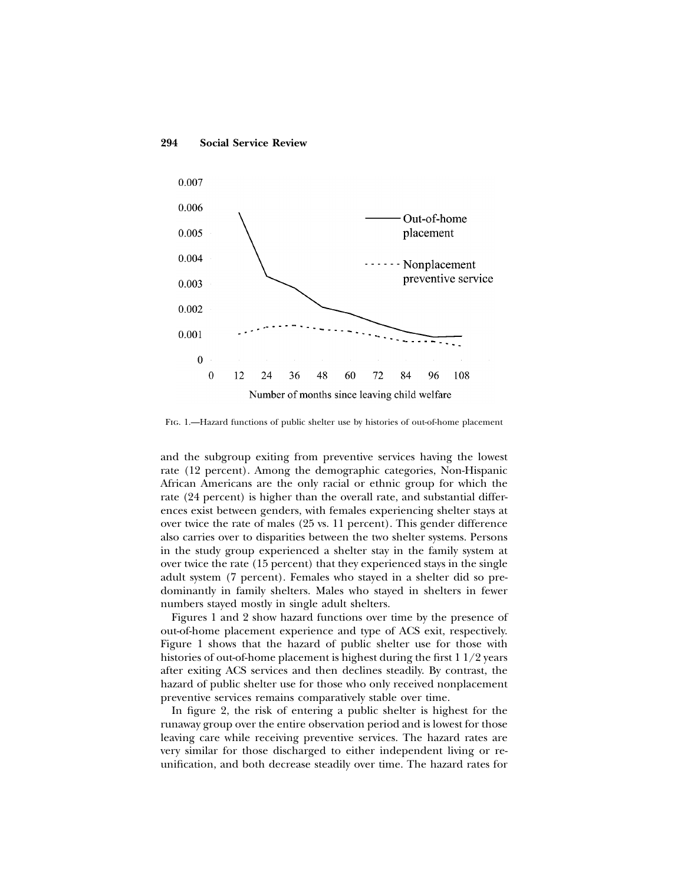Fig. 1.—Hazard functions of public shelter use by histories of out-of-home placement

and the subgroup exiting from preventive services having the lowest rate (12 percent). Among the demographic categories, Non-Hispanic African Americans are the only racial or ethnic group for which the rate (24 percent) is higher than the overall rate, and substantial differences exist between genders, with females experiencing shelter stays at over twice the rate of males (25 vs. 11 percent). This gender difference also carries over to disparities between the two shelter systems. Persons in the study group experienced a shelter stay in the family system at over twice the rate (15 percent) that they experienced stays in the single adult system (7 percent). Females who stayed in a shelter did so predominantly in family shelters. Males who stayed in shelters in fewer numbers stayed mostly in single adult shelters.

Figures 1 and 2 show hazard functions over time by the presence of out-of-home placement experience and type of ACS exit, respectively. Figure 1 shows that the hazard of public shelter use for those with histories of out-of-home placement is highest during the first 1 1/2 years after exiting ACS services and then declines steadily. By contrast, the hazard of public shelter use for those who only received nonplacement preventive services remains comparatively stable over time.

In figure 2, the risk of entering a public shelter is highest for the runaway group over the entire observation period and is lowest for those leaving care while receiving preventive services. The hazard rates are very similar for those discharged to either independent living or reunification, and both decrease steadily over time. The hazard rates for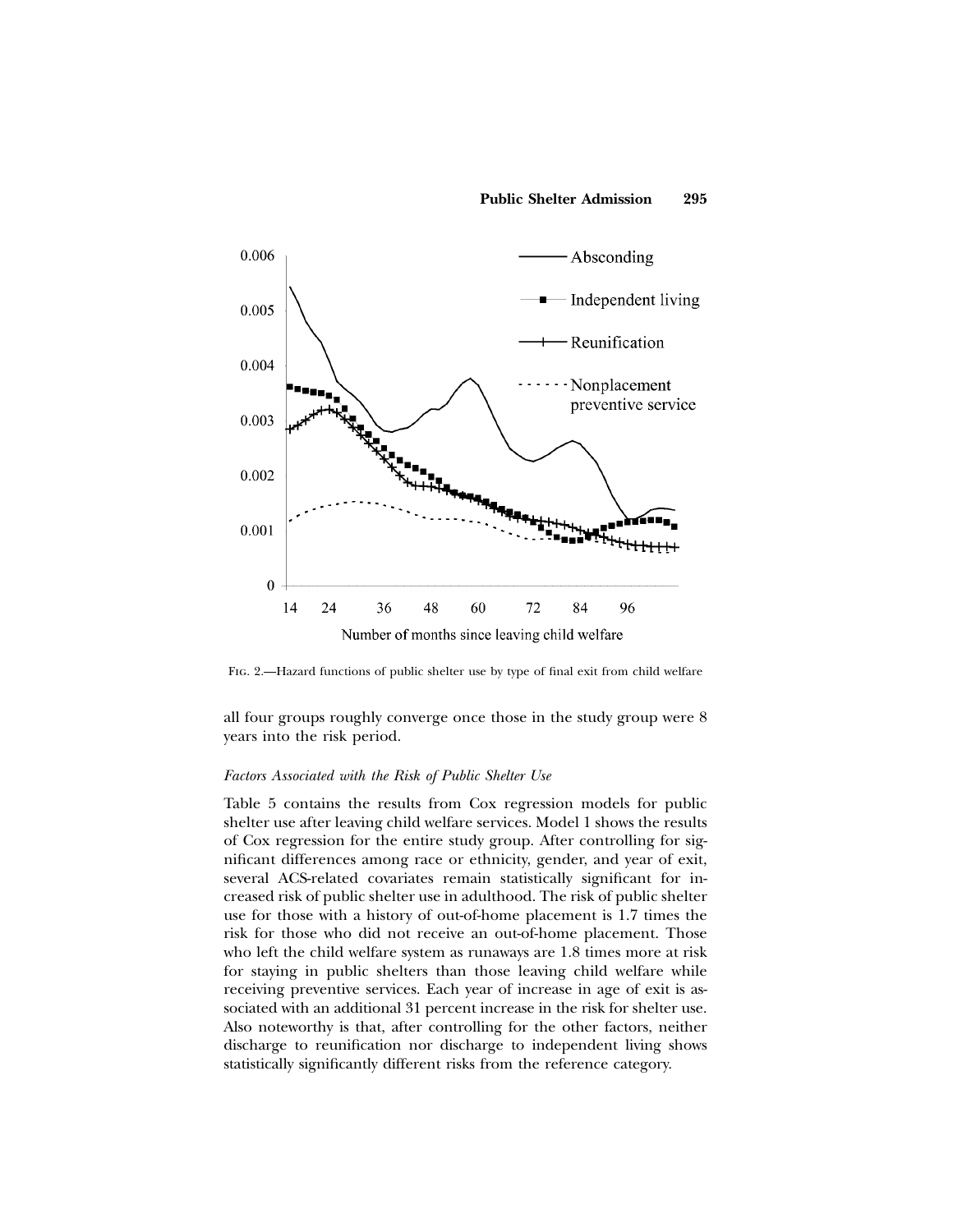Fig. 2.—Hazard functions of public shelter use by type of final exit from child welfare

all four groups roughly converge once those in the study group were 8 years into the risk period.

*Factors Associated with the Risk of Public Shelter Use*

Table 5 contains the results from Cox regression models for public shelter use after leaving child welfare services. Model 1 shows the results of Cox regression for the entire study group. After controlling for significant differences among race or ethnicity, gender, and year of exit, several ACS-related covariates remain statistically significant for increased risk of public shelter use in adulthood. The risk of public shelter use for those with a history of out-of-home placement is 1.7 times the risk for those who did not receive an out-of-home placement. Those who left the child welfare system as runaways are 1.8 times more at risk for staying in public shelters than those leaving child welfare while receiving preventive services. Each year of increase in age of exit is associated with an additional 31 percent increase in the risk for shelter use. Also noteworthy is that, after controlling for the other factors, neither discharge to reunification nor discharge to independent living shows statistically significantly different risks from the reference category.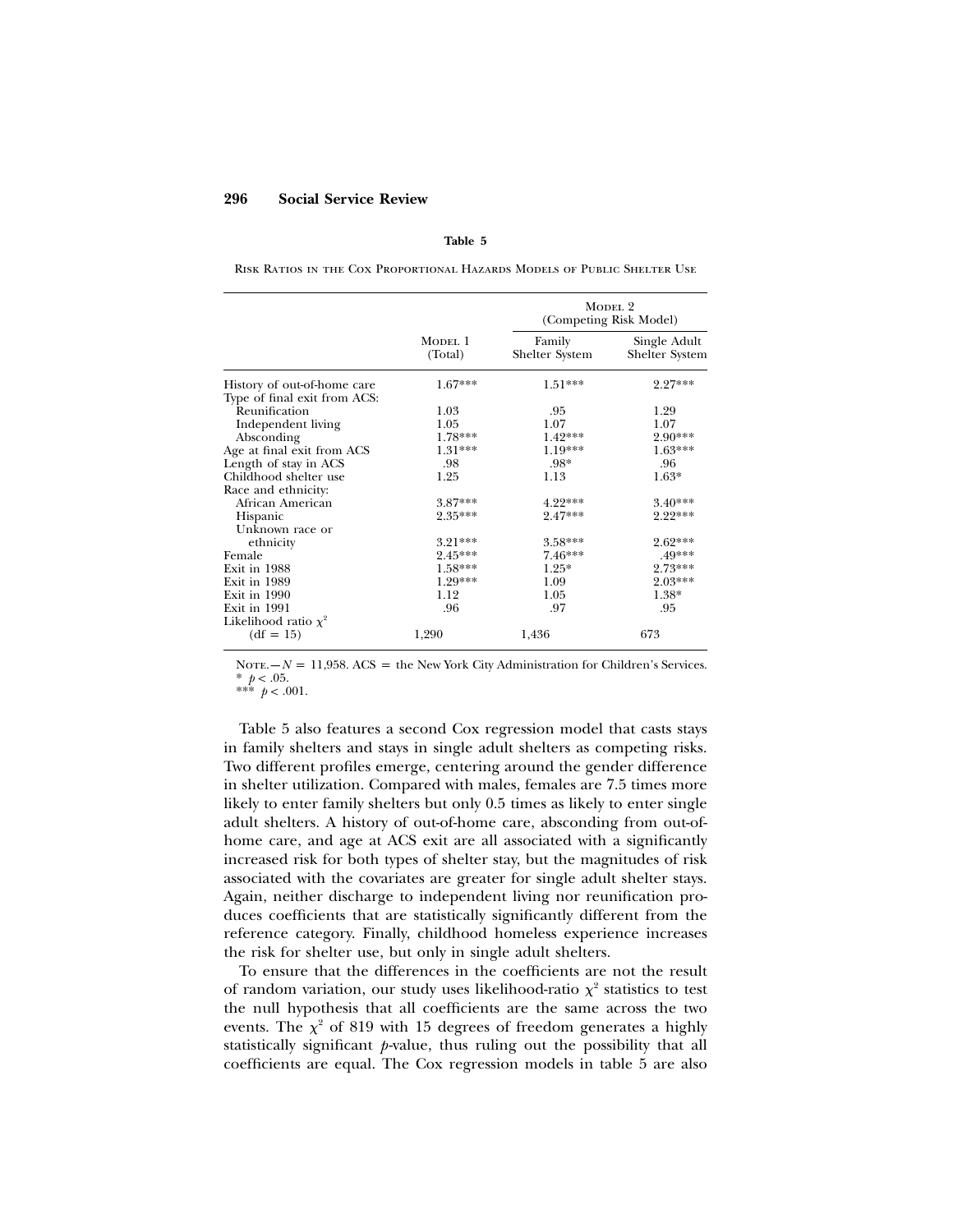**Table 5**

Risk Ratios in the Cox Proportional Hazards Models of Public Shelter Use

| | Model 1 (Total) | Model 2 (Competing Risk Model) | |
|---|---|---|---|
| | | Family Shelter System | Single Adult Shelter System |
| History of out-of-home care | 1.67*** | 1.51*** | 2.27*** |
| Type of final exit from ACS: | | | |
| Reunification | 1.03 | .95 | 1.29 |
| Independent living | 1.05 | 1.07 | 1.07 |
| Absconding | 1.78*** | 1.42*** | 2.90*** |
| Age at final exit from ACS | 1.31*** | 1.19*** | 1.63*** |
| Length of stay in ACS | .98 | .98* | .96 |
| Childhood shelter use | 1.25 | 1.13 | 1.63* |
| Race and ethnicity: | | | |
| African American | 3.87*** | 4.22*** | 3.40*** |
| Hispanic | 2.35*** | 2.47*** | 2.22*** |
| Unknown race or ethnicity | 3.21*** | 3.58*** | 2.62*** |
| Female | 2.45*** | 7.46*** | .49*** |
| Exit in 1988 | 1.58*** | 1.25* | 2.73*** |
| Exit in 1989 | 1.29*** | 1.09 | 2.03*** |
| Exit in 1990 | 1.12 | 1.05 | 1.38* |
| Exit in 1991 | .96 | .97 | .95 |
| Likelihood ratio $\chi^2$ (df = 15) | 1,290 | 1,436 | 673 |

Note.—$N$ = 11,958. ACS = the New York City Administration for Children's Services.
* $p < .05$.
*** $p < .001$.

Table 5 also features a second Cox regression model that casts stays in family shelters and stays in single adult shelters as competing risks. Two different profiles emerge, centering around the gender difference in shelter utilization. Compared with males, females are 7.5 times more likely to enter family shelters but only 0.5 times as likely to enter single adult shelters. A history of out-of-home care, absconding from out-of-home care, and age at ACS exit are all associated with a significantly increased risk for both types of shelter stay, but the magnitudes of risk associated with the covariates are greater for single adult shelter stays. Again, neither discharge to independent living nor reunification produces coefficients that are statistically significantly different from the reference category. Finally, childhood homeless experience increases the risk for shelter use, but only in single adult shelters.

To ensure that the differences in the coefficients are not the result of random variation, our study uses likelihood-ratio $\chi^2$ statistics to test the null hypothesis that all coefficients are the same across the two events. The $\chi^2$ of 819 with 15 degrees of freedom generates a highly statistically significant $p$-value, thus ruling out the possibility that all coefficients are equal. The Cox regression models in table 5 are also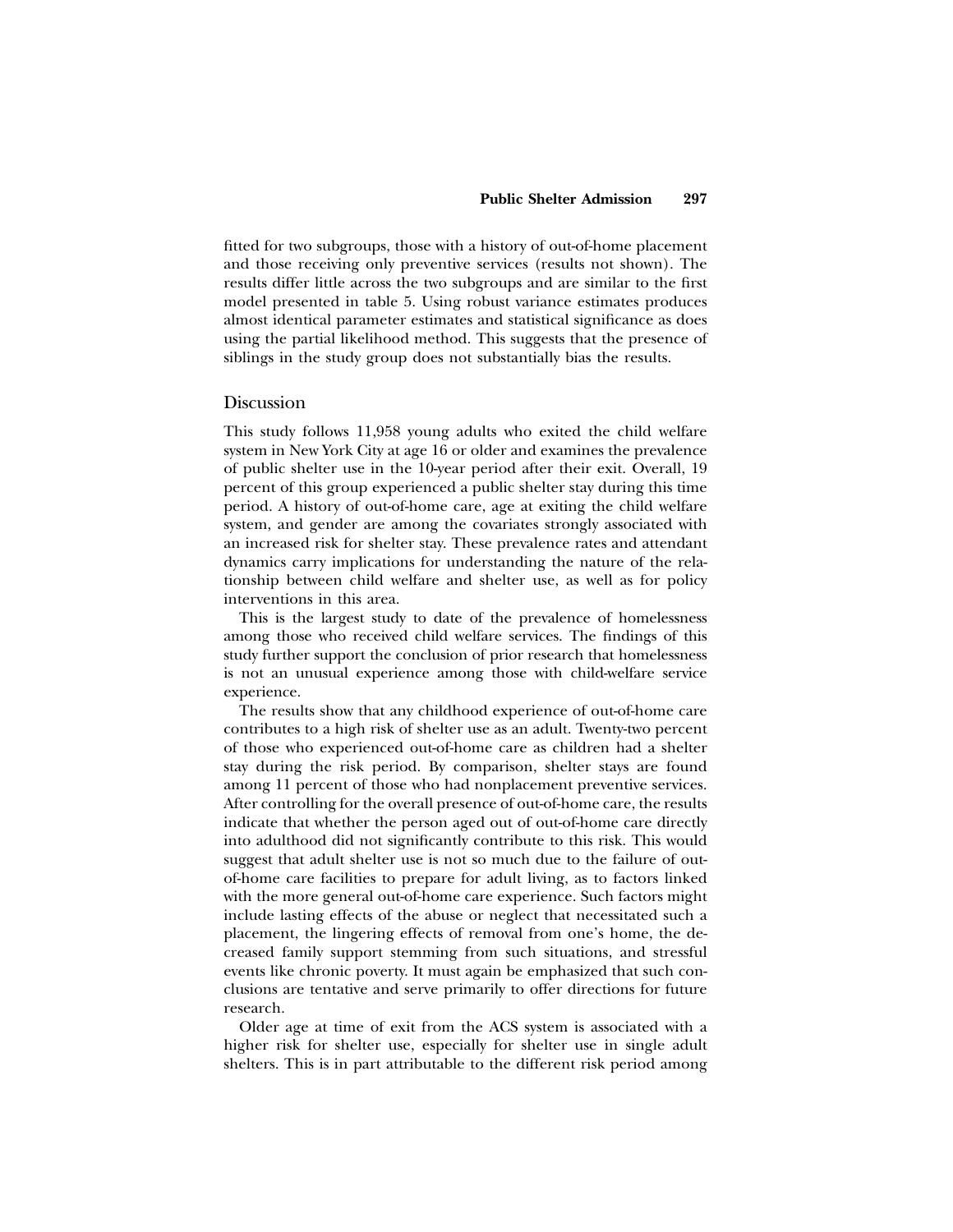fitted for two subgroups, those with a history of out-of-home placement and those receiving only preventive services (results not shown). The results differ little across the two subgroups and are similar to the first model presented in table 5. Using robust variance estimates produces almost identical parameter estimates and statistical significance as does using the partial likelihood method. This suggests that the presence of siblings in the study group does not substantially bias the results.

## Discussion

This study follows 11,958 young adults who exited the child welfare system in New York City at age 16 or older and examines the prevalence of public shelter use in the 10-year period after their exit. Overall, 19 percent of this group experienced a public shelter stay during this time period. A history of out-of-home care, age at exiting the child welfare system, and gender are among the covariates strongly associated with an increased risk for shelter stay. These prevalence rates and attendant dynamics carry implications for understanding the nature of the relationship between child welfare and shelter use, as well as for policy interventions in this area.

This is the largest study to date of the prevalence of homelessness among those who received child welfare services. The findings of this study further support the conclusion of prior research that homelessness is not an unusual experience among those with child-welfare service experience.

The results show that any childhood experience of out-of-home care contributes to a high risk of shelter use as an adult. Twenty-two percent of those who experienced out-of-home care as children had a shelter stay during the risk period. By comparison, shelter stays are found among 11 percent of those who had nonplacement preventive services. After controlling for the overall presence of out-of-home care, the results indicate that whether the person aged out of out-of-home care directly into adulthood did not significantly contribute to this risk. This would suggest that adult shelter use is not so much due to the failure of out-of-home care facilities to prepare for adult living, as to factors linked with the more general out-of-home care experience. Such factors might include lasting effects of the abuse or neglect that necessitated such a placement, the lingering effects of removal from one's home, the decreased family support stemming from such situations, and stressful events like chronic poverty. It must again be emphasized that such conclusions are tentative and serve primarily to offer directions for future research.

Older age at time of exit from the ACS system is associated with a higher risk for shelter use, especially for shelter use in single adult shelters. This is in part attributable to the different risk period among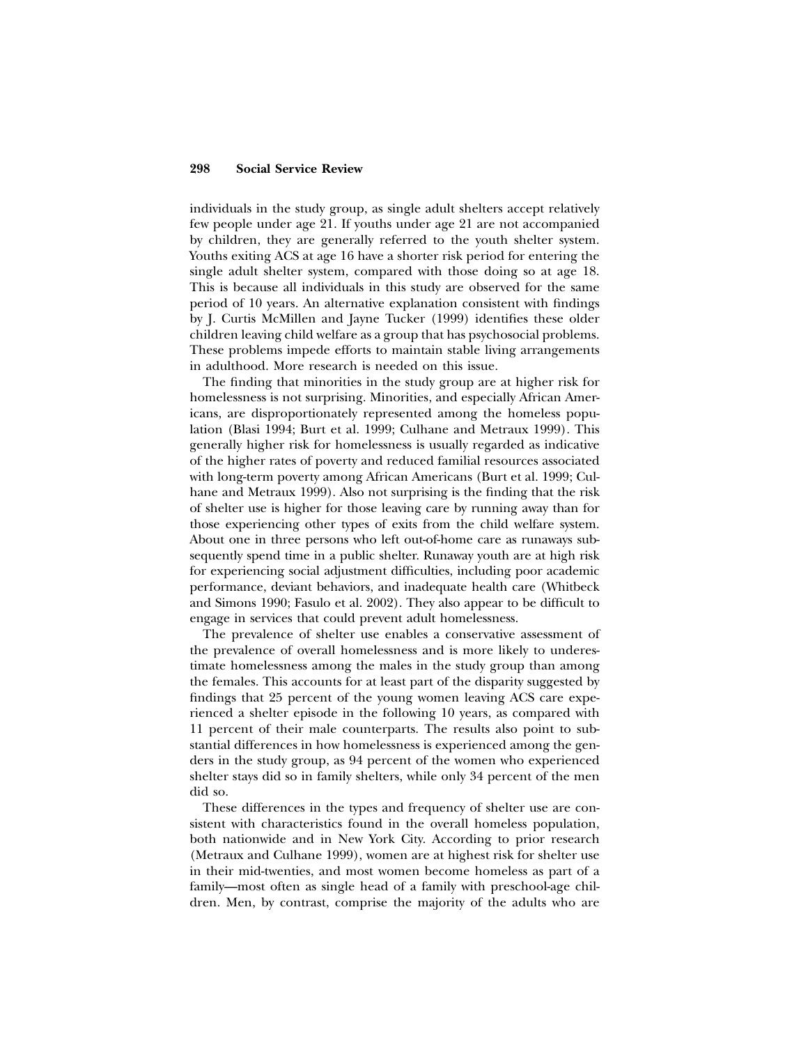individuals in the study group, as single adult shelters accept relatively few people under age 21. If youths under age 21 are not accompanied by children, they are generally referred to the youth shelter system. Youths exiting ACS at age 16 have a shorter risk period for entering the single adult shelter system, compared with those doing so at age 18. This is because all individuals in this study are observed for the same period of 10 years. An alternative explanation consistent with findings by J. Curtis McMillen and Jayne Tucker (1999) identifies these older children leaving child welfare as a group that has psychosocial problems. These problems impede efforts to maintain stable living arrangements in adulthood. More research is needed on this issue.

The finding that minorities in the study group are at higher risk for homelessness is not surprising. Minorities, and especially African Americans, are disproportionately represented among the homeless population (Blasi 1994; Burt et al. 1999; Culhane and Metraux 1999). This generally higher risk for homelessness is usually regarded as indicative of the higher rates of poverty and reduced familial resources associated with long-term poverty among African Americans (Burt et al. 1999; Culhane and Metraux 1999). Also not surprising is the finding that the risk of shelter use is higher for those leaving care by running away than for those experiencing other types of exits from the child welfare system. About one in three persons who left out-of-home care as runaways subsequently spend time in a public shelter. Runaway youth are at high risk for experiencing social adjustment difficulties, including poor academic performance, deviant behaviors, and inadequate health care (Whitbeck and Simons 1990; Fasulo et al. 2002). They also appear to be difficult to engage in services that could prevent adult homelessness.

The prevalence of shelter use enables a conservative assessment of the prevalence of overall homelessness and is more likely to underestimate homelessness among the males in the study group than among the females. This accounts for at least part of the disparity suggested by findings that 25 percent of the young women leaving ACS care experienced a shelter episode in the following 10 years, as compared with 11 percent of their male counterparts. The results also point to substantial differences in how homelessness is experienced among the genders in the study group, as 94 percent of the women who experienced shelter stays did so in family shelters, while only 34 percent of the men did so.

These differences in the types and frequency of shelter use are consistent with characteristics found in the overall homeless population, both nationwide and in New York City. According to prior research (Metraux and Culhane 1999), women are at highest risk for shelter use in their mid-twenties, and most women become homeless as part of a family—most often as single head of a family with preschool-age children. Men, by contrast, comprise the majority of the adults who are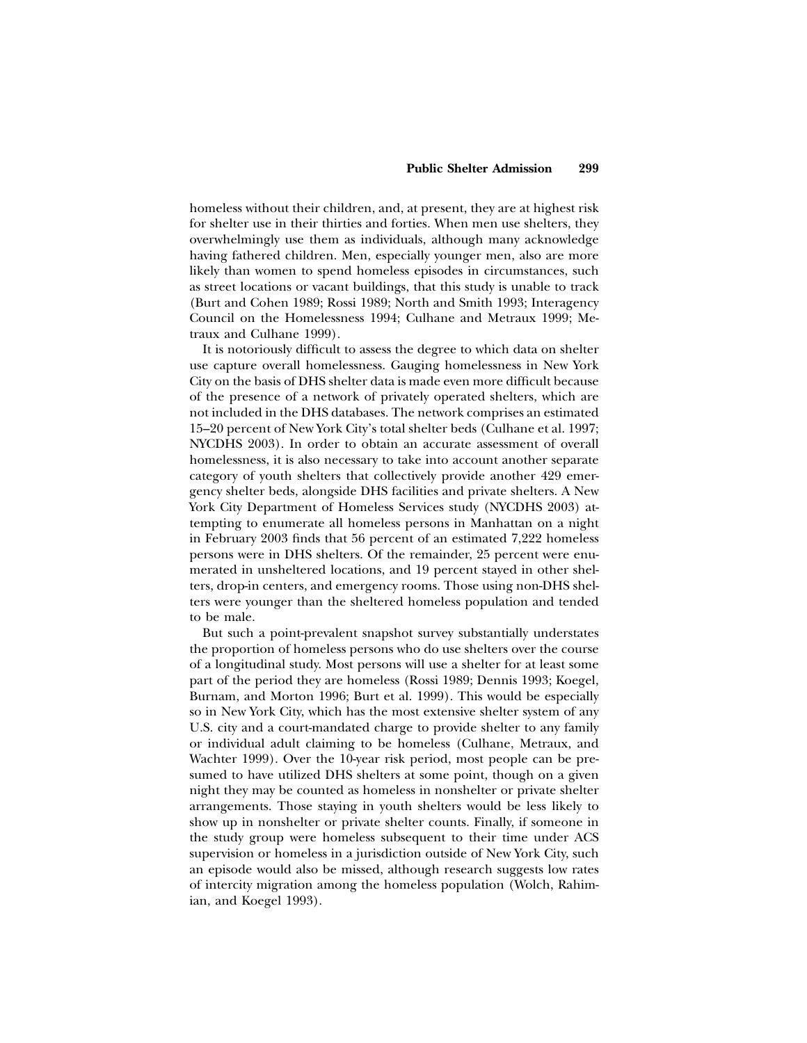homeless without their children, and, at present, they are at highest risk for shelter use in their thirties and forties. When men use shelters, they overwhelmingly use them as individuals, although many acknowledge having fathered children. Men, especially younger men, also are more likely than women to spend homeless episodes in circumstances, such as street locations or vacant buildings, that this study is unable to track (Burt and Cohen 1989; Rossi 1989; North and Smith 1993; Interagency Council on the Homelessness 1994; Culhane and Metraux 1999; Metraux and Culhane 1999).

It is notoriously difficult to assess the degree to which data on shelter use capture overall homelessness. Gauging homelessness in New York City on the basis of DHS shelter data is made even more difficult because of the presence of a network of privately operated shelters, which are not included in the DHS databases. The network comprises an estimated 15–20 percent of New York City's total shelter beds (Culhane et al. 1997; NYCDHS 2003). In order to obtain an accurate assessment of overall homelessness, it is also necessary to take into account another separate category of youth shelters that collectively provide another 429 emergency shelter beds, alongside DHS facilities and private shelters. A New York City Department of Homeless Services study (NYCDHS 2003) attempting to enumerate all homeless persons in Manhattan on a night in February 2003 finds that 56 percent of an estimated 7,222 homeless persons were in DHS shelters. Of the remainder, 25 percent were enumerated in unsheltered locations, and 19 percent stayed in other shelters, drop-in centers, and emergency rooms. Those using non-DHS shelters were younger than the sheltered homeless population and tended to be male.

But such a point-prevalent snapshot survey substantially understates the proportion of homeless persons who do use shelters over the course of a longitudinal study. Most persons will use a shelter for at least some part of the period they are homeless (Rossi 1989; Dennis 1993; Koegel, Burnam, and Morton 1996; Burt et al. 1999). This would be especially so in New York City, which has the most extensive shelter system of any U.S. city and a court-mandated charge to provide shelter to any family or individual adult claiming to be homeless (Culhane, Metraux, and Wachter 1999). Over the 10-year risk period, most people can be presumed to have utilized DHS shelters at some point, though on a given night they may be counted as homeless in nonshelter or private shelter arrangements. Those staying in youth shelters would be less likely to show up in nonshelter or private shelter counts. Finally, if someone in the study group were homeless subsequent to their time under ACS supervision or homeless in a jurisdiction outside of New York City, such an episode would also be missed, although research suggests low rates of intercity migration among the homeless population (Wolch, Rahimian, and Koegel 1993).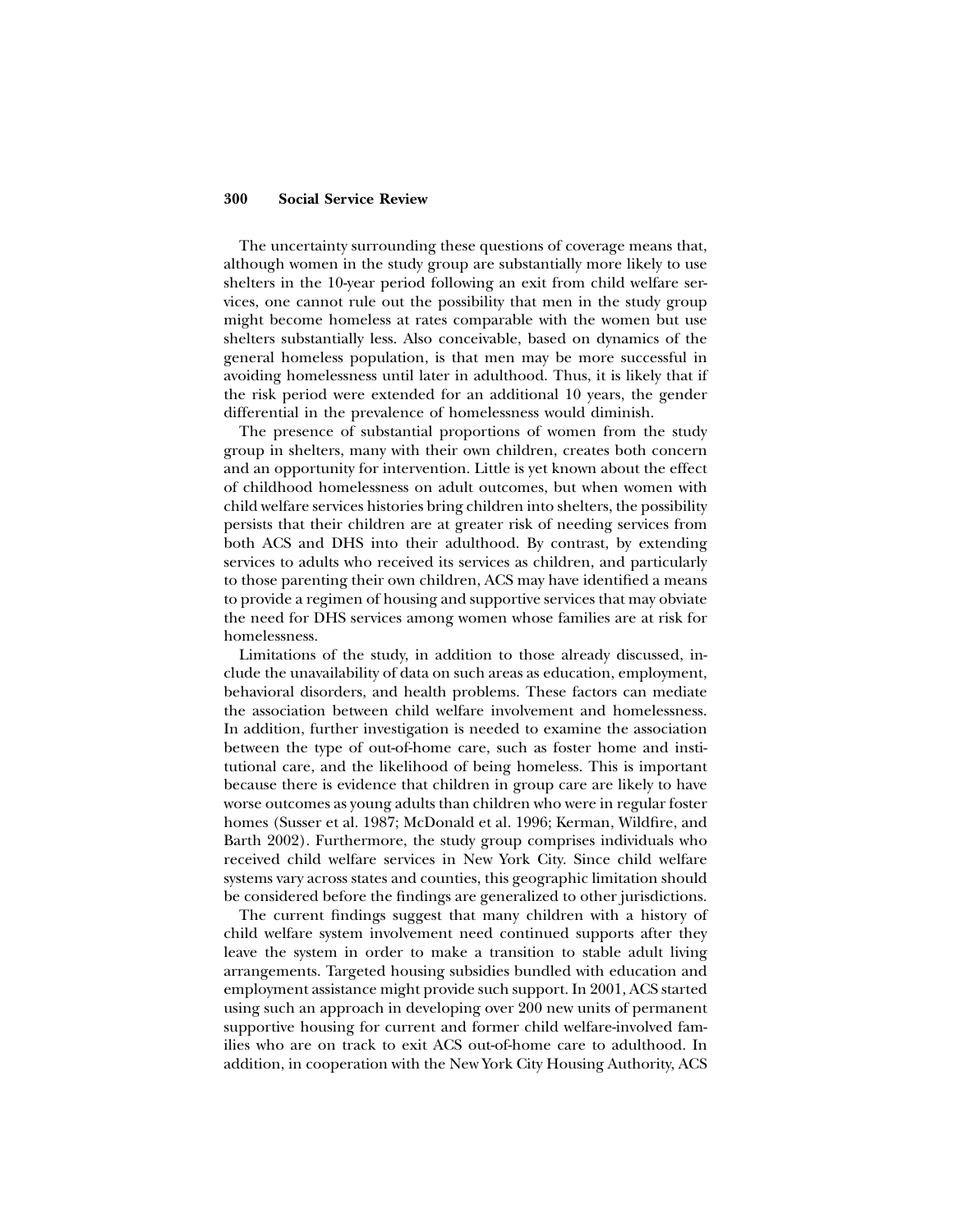The uncertainty surrounding these questions of coverage means that, although women in the study group are substantially more likely to use shelters in the 10-year period following an exit from child welfare services, one cannot rule out the possibility that men in the study group might become homeless at rates comparable with the women but use shelters substantially less. Also conceivable, based on dynamics of the general homeless population, is that men may be more successful in avoiding homelessness until later in adulthood. Thus, it is likely that if the risk period were extended for an additional 10 years, the gender differential in the prevalence of homelessness would diminish.

The presence of substantial proportions of women from the study group in shelters, many with their own children, creates both concern and an opportunity for intervention. Little is yet known about the effect of childhood homelessness on adult outcomes, but when women with child welfare services histories bring children into shelters, the possibility persists that their children are at greater risk of needing services from both ACS and DHS into their adulthood. By contrast, by extending services to adults who received its services as children, and particularly to those parenting their own children, ACS may have identified a means to provide a regimen of housing and supportive services that may obviate the need for DHS services among women whose families are at risk for homelessness.

Limitations of the study, in addition to those already discussed, include the unavailability of data on such areas as education, employment, behavioral disorders, and health problems. These factors can mediate the association between child welfare involvement and homelessness. In addition, further investigation is needed to examine the association between the type of out-of-home care, such as foster home and institutional care, and the likelihood of being homeless. This is important because there is evidence that children in group care are likely to have worse outcomes as young adults than children who were in regular foster homes (Susser et al. 1987; McDonald et al. 1996; Kerman, Wildfire, and Barth 2002). Furthermore, the study group comprises individuals who received child welfare services in New York City. Since child welfare systems vary across states and counties, this geographic limitation should be considered before the findings are generalized to other jurisdictions.

The current findings suggest that many children with a history of child welfare system involvement need continued supports after they leave the system in order to make a transition to stable adult living arrangements. Targeted housing subsidies bundled with education and employment assistance might provide such support. In 2001, ACS started using such an approach in developing over 200 new units of permanent supportive housing for current and former child welfare-involved families who are on track to exit ACS out-of-home care to adulthood. In addition, in cooperation with the New York City Housing Authority, ACS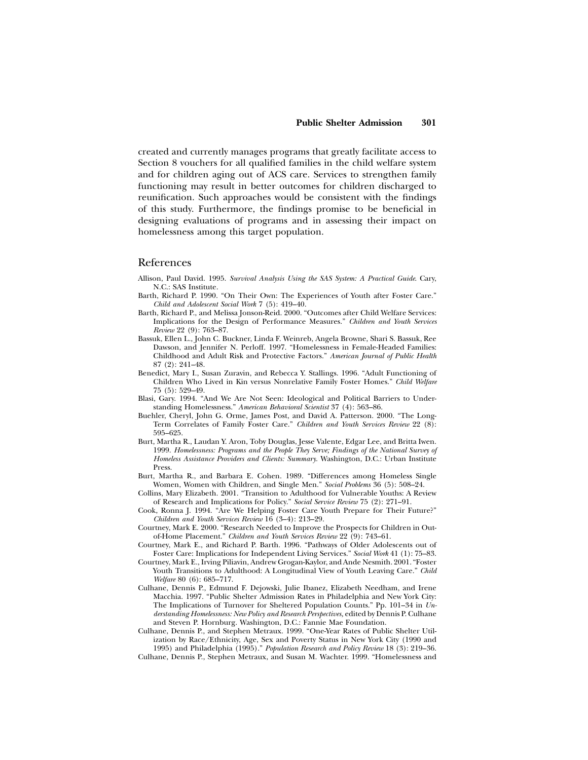created and currently manages programs that greatly facilitate access to Section 8 vouchers for all qualified families in the child welfare system and for children aging out of ACS care. Services to strengthen family functioning may result in better outcomes for children discharged to reunification. Such approaches would be consistent with the findings of this study. Furthermore, the findings promise to be beneficial in designing evaluations of programs and in assessing their impact on homelessness among this target population.

## References

Allison, Paul David. 1995. *Survival Analysis Using the SAS System: A Practical Guide*. Cary, N.C.: SAS Institute.

Barth, Richard P. 1990. "On Their Own: The Experiences of Youth after Foster Care." *Child and Adolescent Social Work* 7 (5): 419–40.

Barth, Richard P., and Melissa Jonson-Reid. 2000. "Outcomes after Child Welfare Services: Implications for the Design of Performance Measures." *Children and Youth Services Review* 22 (9): 763–87.

Bassuk, Ellen L., John C. Buckner, Linda F. Weinreb, Angela Browne, Shari S. Bassuk, Ree Dawson, and Jennifer N. Perloff. 1997. "Homelessness in Female-Headed Families: Childhood and Adult Risk and Protective Factors." *American Journal of Public Health* 87 (2): 241–48.

Benedict, Mary I., Susan Zuravin, and Rebecca Y. Stallings. 1996. "Adult Functioning of Children Who Lived in Kin versus Nonrelative Family Foster Homes." *Child Welfare* 75 (5): 529–49.

Blasi, Gary. 1994. "And We Are Not Seen: Ideological and Political Barriers to Understanding Homelessness." *American Behavioral Scientist* 37 (4): 563–86.

Buehler, Cheryl, John G. Orme, James Post, and David A. Patterson. 2000. "The Long-Term Correlates of Family Foster Care." *Children and Youth Services Review* 22 (8): 595–625.

Burt, Martha R., Laudan Y. Aron, Toby Douglas, Jesse Valente, Edgar Lee, and Britta Iwen. 1999. *Homelessness: Programs and the People They Serve; Findings of the National Survey of Homeless Assistance Providers and Clients: Summary*. Washington, D.C.: Urban Institute Press.

Burt, Martha R., and Barbara E. Cohen. 1989. "Differences among Homeless Single Women, Women with Children, and Single Men." *Social Problems* 36 (5): 508–24.

Collins, Mary Elizabeth. 2001. "Transition to Adulthood for Vulnerable Youths: A Review of Research and Implications for Policy." *Social Service Review* 75 (2): 271–91.

Cook, Ronna J. 1994. "Are We Helping Foster Care Youth Prepare for Their Future?" *Children and Youth Services Review* 16 (3–4): 213–29.

Courtney, Mark E. 2000. "Research Needed to Improve the Prospects for Children in Out-of-Home Placement." *Children and Youth Services Review* 22 (9): 743–61.

Courtney, Mark E., and Richard P. Barth. 1996. "Pathways of Older Adolescents out of Foster Care: Implications for Independent Living Services." *Social Work* 41 (1): 75–83.

Courtney, Mark E., Irving Piliavin, Andrew Grogan-Kaylor, and Ande Nesmith. 2001. "Foster Youth Transitions to Adulthood: A Longitudinal View of Youth Leaving Care." *Child Welfare* 80 (6): 685–717.

Culhane, Dennis P., Edmund F. Dejowski, Julie Ibanez, Elizabeth Needham, and Irene Macchia. 1997. "Public Shelter Admission Rates in Philadelphia and New York City: The Implications of Turnover for Sheltered Population Counts." Pp. 101–34 in *Understanding Homelessness: New Policy and Research Perspectives,* edited by Dennis P. Culhane and Steven P. Hornburg. Washington, D.C.: Fannie Mae Foundation.

Culhane, Dennis P., and Stephen Metraux. 1999. "One-Year Rates of Public Shelter Utilization by Race/Ethnicity, Age, Sex and Poverty Status in New York City (1990 and 1995) and Philadelphia (1995)." *Population Research and Policy Review* 18 (3): 219–36.

Culhane, Dennis P., Stephen Metraux, and Susan M. Wachter. 1999. "Homelessness and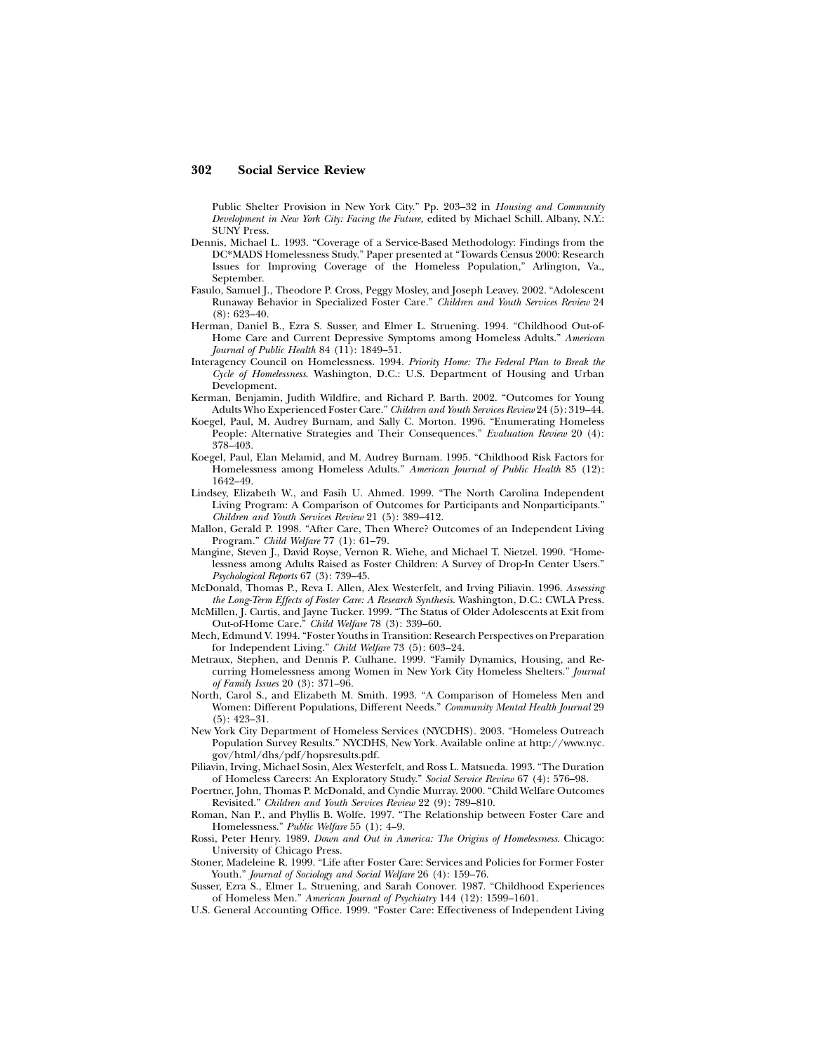Public Shelter Provision in New York City." Pp. 203–32 in *Housing and Community Development in New York City: Facing the Future,* edited by Michael Schill. Albany, N.Y.: SUNY Press.

Dennis, Michael L. 1993. "Coverage of a Service-Based Methodology: Findings from the DC*MADS Homelessness Study." Paper presented at "Towards Census 2000: Research Issues for Improving Coverage of the Homeless Population," Arlington, Va., September.

Fasulo, Samuel J., Theodore P. Cross, Peggy Mosley, and Joseph Leavey. 2002. "Adolescent Runaway Behavior in Specialized Foster Care." *Children and Youth Services Review* 24 (8): 623–40.

Herman, Daniel B., Ezra S. Susser, and Elmer L. Struening. 1994. "Childhood Out-of-Home Care and Current Depressive Symptoms among Homeless Adults." *American Journal of Public Health* 84 (11): 1849–51.

Interagency Council on Homelessness. 1994. *Priority Home: The Federal Plan to Break the Cycle of Homelessness*. Washington, D.C.: U.S. Department of Housing and Urban Development.

Kerman, Benjamin, Judith Wildfire, and Richard P. Barth. 2002. "Outcomes for Young Adults Who Experienced Foster Care." *Children and Youth Services Review* 24 (5): 319–44.

Koegel, Paul, M. Audrey Burnam, and Sally C. Morton. 1996. "Enumerating Homeless People: Alternative Strategies and Their Consequences." *Evaluation Review* 20 (4): 378–403.

Koegel, Paul, Elan Melamid, and M. Audrey Burnam. 1995. "Childhood Risk Factors for Homelessness among Homeless Adults." *American Journal of Public Health* 85 (12): 1642–49.

Lindsey, Elizabeth W., and Fasih U. Ahmed. 1999. "The North Carolina Independent Living Program: A Comparison of Outcomes for Participants and Nonparticipants." *Children and Youth Services Review* 21 (5): 389–412.

Mallon, Gerald P. 1998. "After Care, Then Where? Outcomes of an Independent Living Program." *Child Welfare* 77 (1): 61–79.

Mangine, Steven J., David Royse, Vernon R. Wiehe, and Michael T. Nietzel. 1990. "Homelessness among Adults Raised as Foster Children: A Survey of Drop-In Center Users." *Psychological Reports* 67 (3): 739–45.

McDonald, Thomas P., Reva I. Allen, Alex Westerfelt, and Irving Piliavin. 1996. *Assessing the Long-Term Effects of Foster Care: A Research Synthesis*. Washington, D.C.: CWLA Press.

McMillen, J. Curtis, and Jayne Tucker. 1999. "The Status of Older Adolescents at Exit from Out-of-Home Care." *Child Welfare* 78 (3): 339–60.

Mech, Edmund V. 1994. "Foster Youths in Transition: Research Perspectives on Preparation for Independent Living." *Child Welfare* 73 (5): 603–24.

Metraux, Stephen, and Dennis P. Culhane. 1999. "Family Dynamics, Housing, and Recurring Homelessness among Women in New York City Homeless Shelters." *Journal of Family Issues* 20 (3): 371–96.

North, Carol S., and Elizabeth M. Smith. 1993. "A Comparison of Homeless Men and Women: Different Populations, Different Needs." *Community Mental Health Journal* 29 (5): 423–31.

New York City Department of Homeless Services (NYCDHS). 2003. "Homeless Outreach Population Survey Results." NYCDHS, New York. Available online at http://www.nyc.gov/html/dhs/pdf/hopsresults.pdf.

Piliavin, Irving, Michael Sosin, Alex Westerfelt, and Ross L. Matsueda. 1993. "The Duration of Homeless Careers: An Exploratory Study." *Social Service Review* 67 (4): 576–98.

Poertner, John, Thomas P. McDonald, and Cyndie Murray. 2000. "Child Welfare Outcomes Revisited." *Children and Youth Services Review* 22 (9): 789–810.

Roman, Nan P., and Phyllis B. Wolfe. 1997. "The Relationship between Foster Care and Homelessness." *Public Welfare* 55 (1): 4–9.

Rossi, Peter Henry. 1989. *Down and Out in America: The Origins of Homelessness*. Chicago: University of Chicago Press.

Stoner, Madeleine R. 1999. "Life after Foster Care: Services and Policies for Former Foster Youth." *Journal of Sociology and Social Welfare* 26 (4): 159–76.

Susser, Ezra S., Elmer L. Struening, and Sarah Conover. 1987. "Childhood Experiences of Homeless Men." *American Journal of Psychiatry* 144 (12): 1599–1601.

U.S. General Accounting Office. 1999. "Foster Care: Effectiveness of Independent Living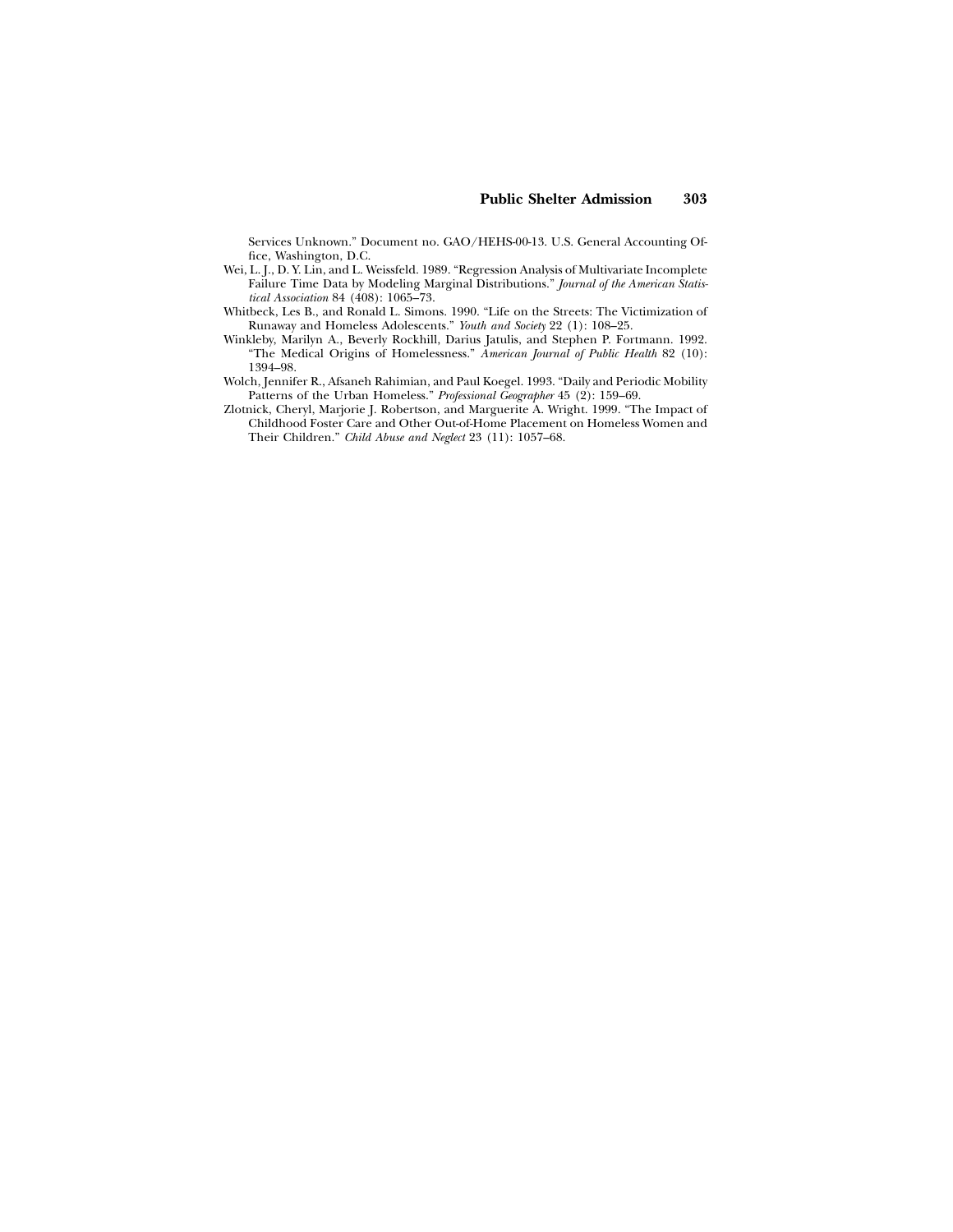Services Unknown." Document no. GAO/HEHS-00-13. U.S. General Accounting Office, Washington, D.C.

Wei, L. J., D. Y. Lin, and L. Weissfeld. 1989. "Regression Analysis of Multivariate Incomplete Failure Time Data by Modeling Marginal Distributions." *Journal of the American Statistical Association* 84 (408): 1065–73.

Whitbeck, Les B., and Ronald L. Simons. 1990. "Life on the Streets: The Victimization of Runaway and Homeless Adolescents." *Youth and Society* 22 (1): 108–25.

Winkleby, Marilyn A., Beverly Rockhill, Darius Jatulis, and Stephen P. Fortmann. 1992. "The Medical Origins of Homelessness." *American Journal of Public Health* 82 (10): 1394–98.

Wolch, Jennifer R., Afsaneh Rahimian, and Paul Koegel. 1993. "Daily and Periodic Mobility Patterns of the Urban Homeless." *Professional Geographer* 45 (2): 159–69.

Zlotnick, Cheryl, Marjorie J. Robertson, and Marguerite A. Wright. 1999. "The Impact of Childhood Foster Care and Other Out-of-Home Placement on Homeless Women and Their Children." *Child Abuse and Neglect* 23 (11): 1057–68.